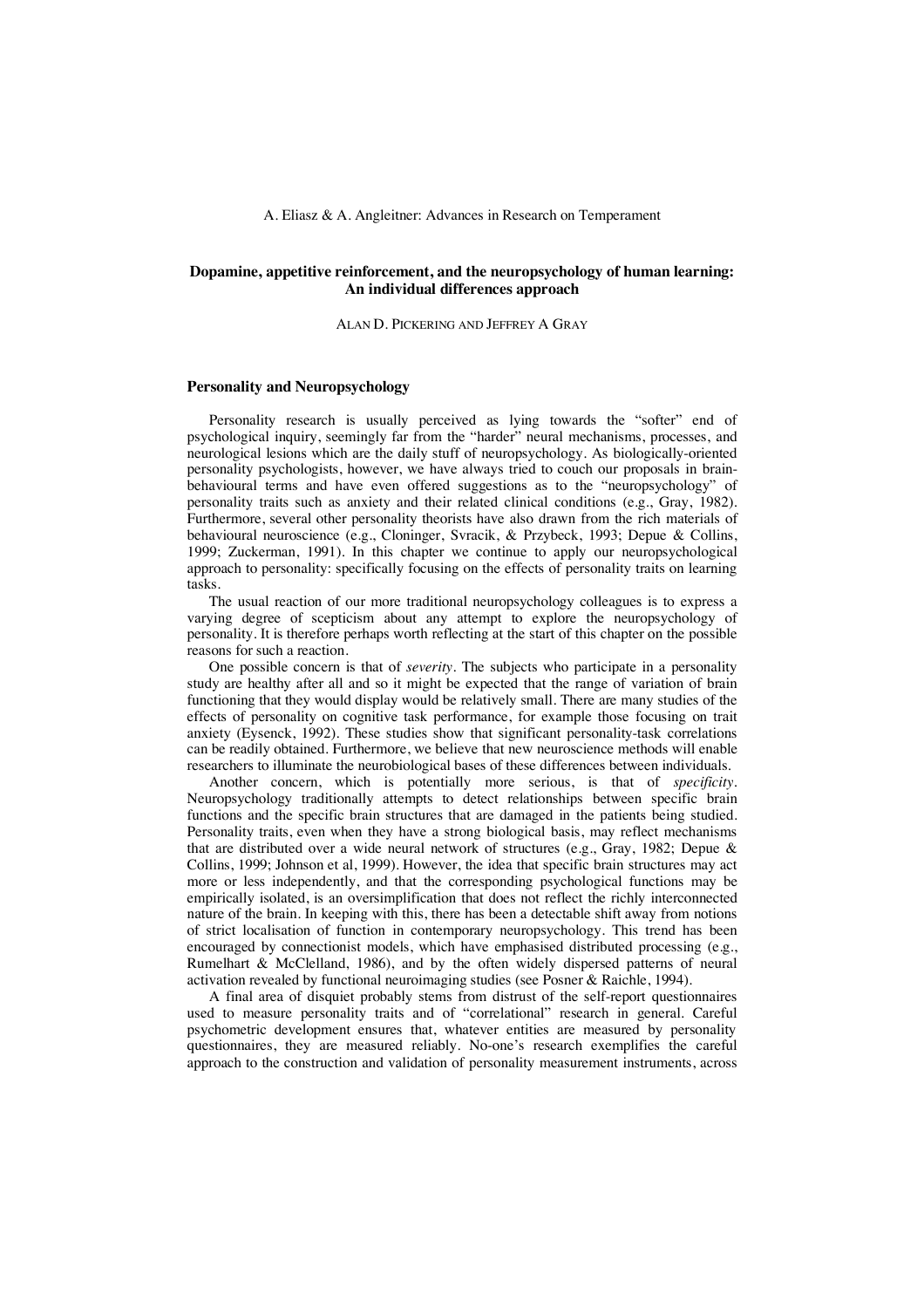A. Eliasz & A. Angleitner: Advances in Research on Temperament

# Dopamine, appetitive reinforcement, and the neuropsychology of human learning: An individual differences approach

ALAN D. PICKERING AND JEFFREY A GRAY

## Personality and Neuropsychology

Personality research is usually perceived as lying towards the "softer" end of psychological inquiry, seemingly far from the "harder" neural mechanisms, processes, and neurological lesions which are the daily stuff of neuropsychology. As biologically-oriented personality psychologists, however, we have always tried to couch our proposals in brain-behavioural terms and have even offered suggestions as to the "neuropsychology" of personality traits such as anxiety and their related clinical conditions (e.g., Gray, 1982). Furthermore, several other personality theorists have also drawn from the rich materials of behavioural neuroscience (e.g., Cloninger, Svracik, & Przybeck, 1993; Depue & Collins, 1999; Zuckerman, 1991). In this chapter we continue to apply our neuropsychological approach to personality: specifically focusing on the effects of personality traits on learning tasks.

The usual reaction of our more traditional neuropsychology colleagues is to express a varying degree of scepticism about any attempt to explore the neuropsychology of personality. It is therefore perhaps worth reflecting at the start of this chapter on the possible reasons for such a reaction.

One possible concern is that of *severity*. The subjects who participate in a personality study are healthy after all and so it might be expected that the range of variation of brain functioning that they would display would be relatively small. There are many studies of the effects of personality on cognitive task performance, for example those focusing on trait anxiety (Eysenck, 1992). These studies show that significant personality-task correlations can be readily obtained. Furthermore, we believe that new neuroscience methods will enable researchers to illuminate the neurobiological bases of these differences between individuals.

Another concern, which is potentially more serious, is that of *specificity*. Neuropsychology traditionally attempts to detect relationships between specific brain functions and the specific brain structures that are damaged in the patients being studied. Personality traits, even when they have a strong biological basis, may reflect mechanisms that are distributed over a wide neural network of structures (e.g., Gray, 1982; Depue & Collins, 1999; Johnson et al, 1999). However, the idea that specific brain structures may act more or less independently, and that the corresponding psychological functions may be empirically isolated, is an oversimplification that does not reflect the richly interconnected nature of the brain. In keeping with this, there has been a detectable shift away from notions of strict localisation of function in contemporary neuropsychology. This trend has been encouraged by connectionist models, which have emphasised distributed processing (e.g., Rumelhart & McClelland, 1986), and by the often widely dispersed patterns of neural activation revealed by functional neuroimaging studies (see Posner & Raichle, 1994).

A final area of disquiet probably stems from distrust of the self-report questionnaires used to measure personality traits and of "correlational" research in general. Careful psychometric development ensures that, whatever entities are measured by personality questionnaires, they are measured reliably. No-one's research exemplifies the careful approach to the construction and validation of personality measurement instruments, across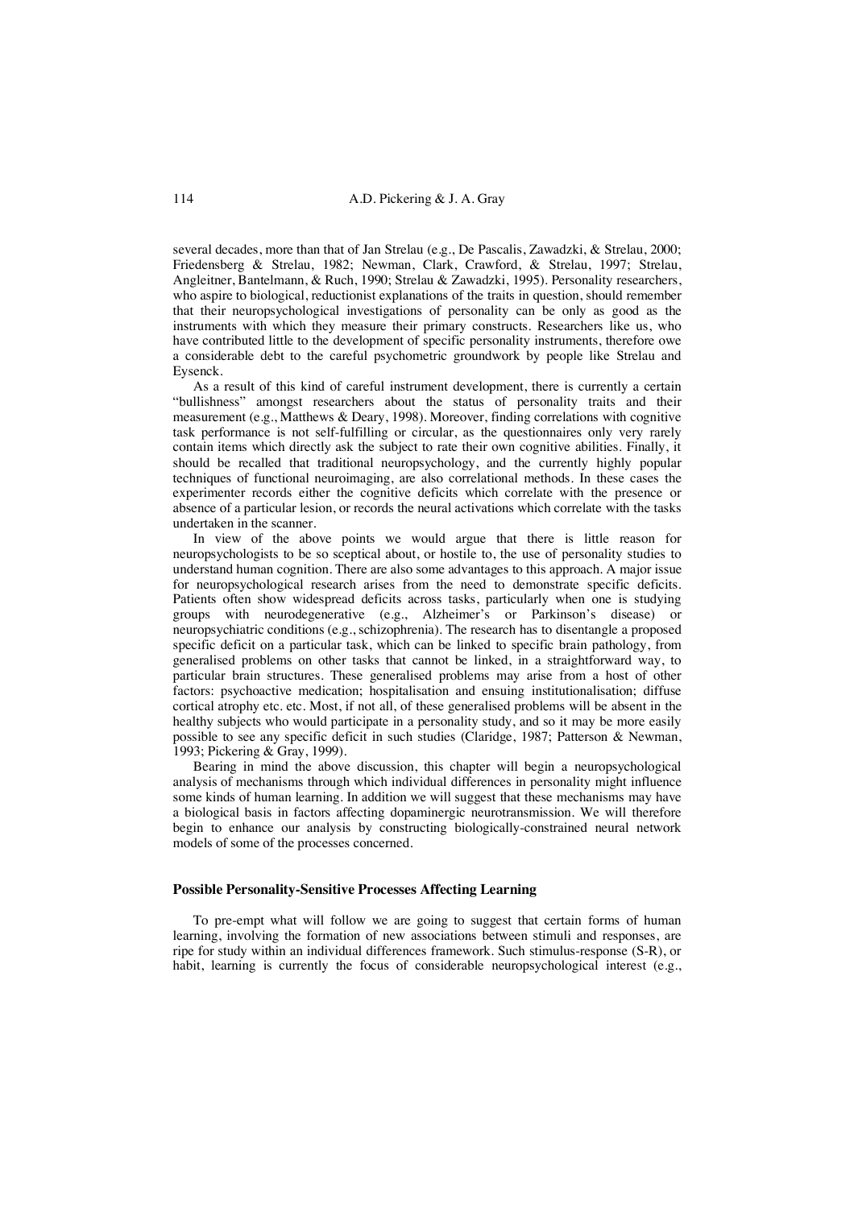several decades, more than that of Jan Strelau (e.g., De Pascalis, Zawadzki, & Strelau, 2000; Friedensberg & Strelau, 1982; Newman, Clark, Crawford, & Strelau, 1997; Strelau, Angleitner, Bantelmann, & Ruch, 1990; Strelau & Zawadzki, 1995). Personality researchers, who aspire to biological, reductionist explanations of the traits in question, should remember that their neuropsychological investigations of personality can be only as good as the instruments with which they measure their primary constructs. Researchers like us, who have contributed little to the development of specific personality instruments, therefore owe a considerable debt to the careful psychometric groundwork by people like Strelau and Eysenck.

As a result of this kind of careful instrument development, there is currently a certain "bullishness" amongst researchers about the status of personality traits and their measurement (e.g., Matthews & Deary, 1998). Moreover, finding correlations with cognitive task performance is not self-fulfilling or circular, as the questionnaires only very rarely contain items which directly ask the subject to rate their own cognitive abilities. Finally, it should be recalled that traditional neuropsychology, and the currently highly popular techniques of functional neuroimaging, are also correlational methods. In these cases the experimenter records either the cognitive deficits which correlate with the presence or absence of a particular lesion, or records the neural activations which correlate with the tasks undertaken in the scanner.

In view of the above points we would argue that there is little reason for neuropsychologists to be so sceptical about, or hostile to, the use of personality studies to understand human cognition. There are also some advantages to this approach. A major issue for neuropsychological research arises from the need to demonstrate specific deficits. Patients often show widespread deficits across tasks, particularly when one is studying groups with neurodegenerative (e.g., Alzheimer's or Parkinson's disease) or neuropsychiatric conditions (e.g., schizophrenia). The research has to disentangle a proposed specific deficit on a particular task, which can be linked to specific brain pathology, from generalised problems on other tasks that cannot be linked, in a straightforward way, to particular brain structures. These generalised problems may arise from a host of other factors: psychoactive medication; hospitalisation and ensuing institutionalisation; diffuse cortical atrophy etc. etc. Most, if not all, of these generalised problems will be absent in the healthy subjects who would participate in a personality study, and so it may be more easily possible to see any specific deficit in such studies (Claridge, 1987; Patterson & Newman, 1993; Pickering & Gray, 1999).

Bearing in mind the above discussion, this chapter will begin a neuropsychological analysis of mechanisms through which individual differences in personality might influence some kinds of human learning. In addition we will suggest that these mechanisms may have a biological basis in factors affecting dopaminergic neurotransmission. We will therefore begin to enhance our analysis by constructing biologically-constrained neural network models of some of the processes concerned.

## Possible Personality-Sensitive Processes Affecting Learning

To pre-empt what will follow we are going to suggest that certain forms of human learning, involving the formation of new associations between stimuli and responses, are ripe for study within an individual differences framework. Such stimulus-response (S-R), or habit, learning is currently the focus of considerable neuropsychological interest (e.g.,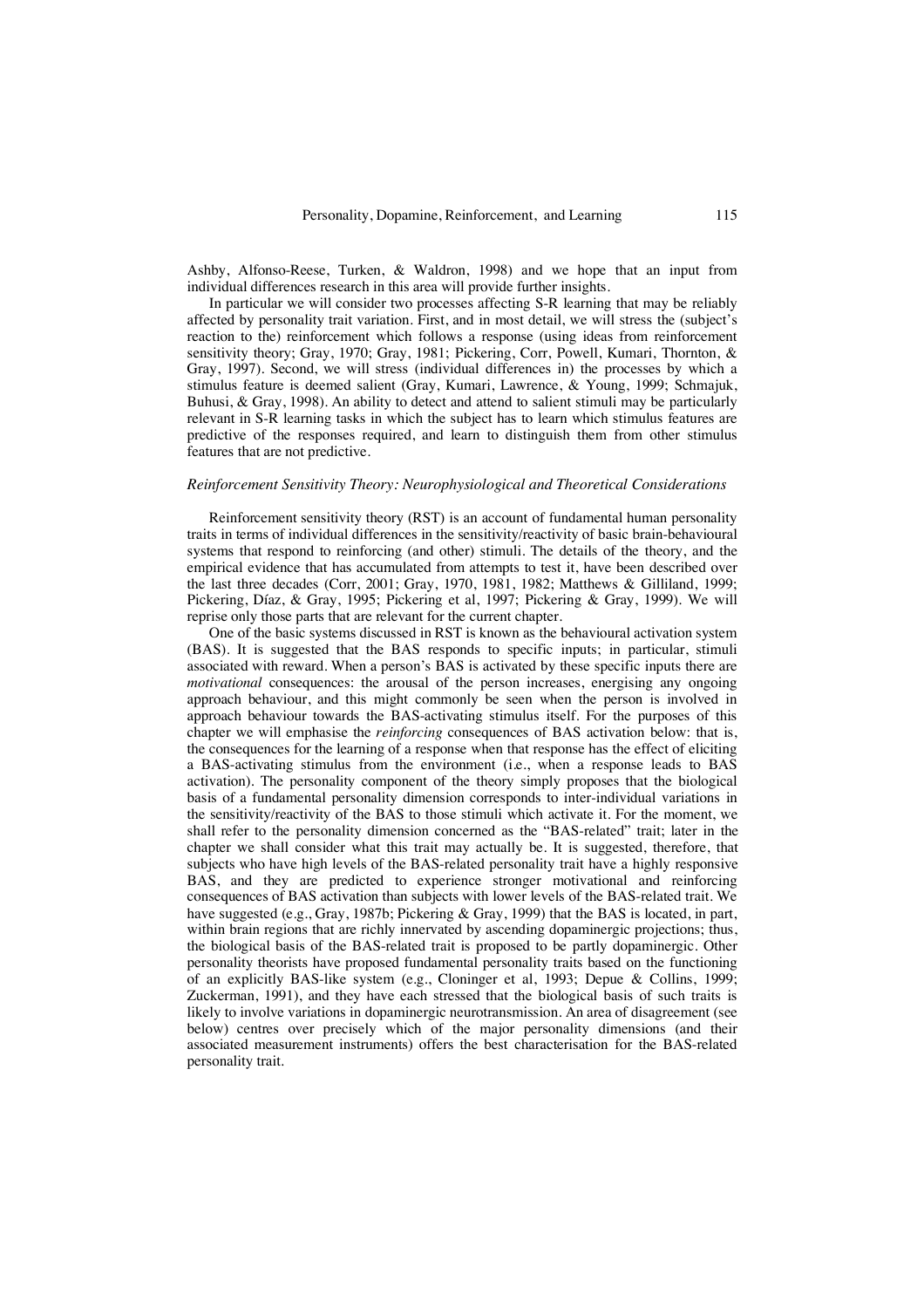Ashby, Alfonso-Reese, Turken, & Waldron, 1998) and we hope that an input from individual differences research in this area will provide further insights.

In particular we will consider two processes affecting S-R learning that may be reliably affected by personality trait variation. First, and in most detail, we will stress the (subject's reaction to the) reinforcement which follows a response (using ideas from reinforcement sensitivity theory; Gray, 1970; Gray, 1981; Pickering, Corr, Powell, Kumari, Thornton, & Gray, 1997). Second, we will stress (individual differences in) the processes by which a stimulus feature is deemed salient (Gray, Kumari, Lawrence, & Young, 1999; Schmajuk, Buhusi, & Gray, 1998). An ability to detect and attend to salient stimuli may be particularly relevant in S-R learning tasks in which the subject has to learn which stimulus features are predictive of the responses required, and learn to distinguish them from other stimulus features that are not predictive.

### *Reinforcement Sensitivity Theory: Neurophysiological and Theoretical Considerations*

Reinforcement sensitivity theory (RST) is an account of fundamental human personality traits in terms of individual differences in the sensitivity/reactivity of basic brain-behavioural systems that respond to reinforcing (and other) stimuli. The details of the theory, and the empirical evidence that has accumulated from attempts to test it, have been described over the last three decades (Corr, 2001; Gray, 1970, 1981, 1982; Matthews & Gilliland, 1999; Pickering, Díaz, & Gray, 1995; Pickering et al, 1997; Pickering & Gray, 1999). We will reprise only those parts that are relevant for the current chapter.

One of the basic systems discussed in RST is known as the behavioural activation system (BAS). It is suggested that the BAS responds to specific inputs; in particular, stimuli associated with reward. When a person's BAS is activated by these specific inputs there are *motivational* consequences: the arousal of the person increases, energising any ongoing approach behaviour, and this might commonly be seen when the person is involved in approach behaviour towards the BAS-activating stimulus itself. For the purposes of this chapter we will emphasise the *reinforcing* consequences of BAS activation below: that is, the consequences for the learning of a response when that response has the effect of eliciting a BAS-activating stimulus from the environment (i.e., when a response leads to BAS activation). The personality component of the theory simply proposes that the biological basis of a fundamental personality dimension corresponds to inter-individual variations in the sensitivity/reactivity of the BAS to those stimuli which activate it. For the moment, we shall refer to the personality dimension concerned as the "BAS-related" trait; later in the chapter we shall consider what this trait may actually be. It is suggested, therefore, that subjects who have high levels of the BAS-related personality trait have a highly responsive BAS, and they are predicted to experience stronger motivational and reinforcing consequences of BAS activation than subjects with lower levels of the BAS-related trait. We have suggested (e.g., Gray, 1987b; Pickering & Gray, 1999) that the BAS is located, in part, within brain regions that are richly innervated by ascending dopaminergic projections; thus, the biological basis of the BAS-related trait is proposed to be partly dopaminergic. Other personality theorists have proposed fundamental personality traits based on the functioning of an explicitly BAS-like system (e.g., Cloninger et al, 1993; Depue & Collins, 1999; Zuckerman, 1991), and they have each stressed that the biological basis of such traits is likely to involve variations in dopaminergic neurotransmission. An area of disagreement (see below) centres over precisely which of the major personality dimensions (and their associated measurement instruments) offers the best characterisation for the BAS-related personality trait.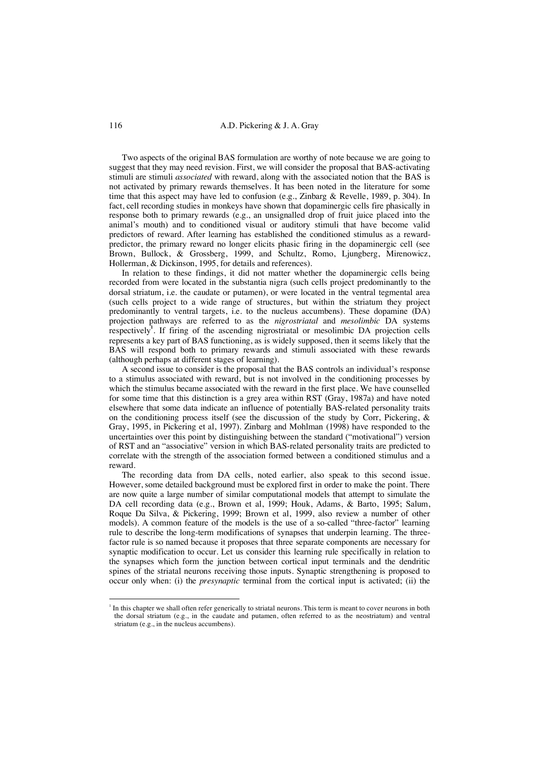Two aspects of the original BAS formulation are worthy of note because we are going to suggest that they may need revision. First, we will consider the proposal that BAS-activating stimuli are stimuli *associated* with reward, along with the associated notion that the BAS is not activated by primary rewards themselves. It has been noted in the literature for some time that this aspect may have led to confusion (e.g., Zinbarg & Revelle, 1989, p. 304). In fact, cell recording studies in monkeys have shown that dopaminergic cells fire phasically in response both to primary rewards (e.g., an unsignalled drop of fruit juice placed into the animal's mouth) and to conditioned visual or auditory stimuli that have become valid predictors of reward. After learning has established the conditioned stimulus as a reward-predictor, the primary reward no longer elicits phasic firing in the dopaminergic cell (see Brown, Bullock, & Grossberg, 1999, and Schultz, Romo, Ljungberg, Mirenowicz, Hollerman, & Dickinson, 1995, for details and references).

In relation to these findings, it did not matter whether the dopaminergic cells being recorded from were located in the substantia nigra (such cells project predominantly to the dorsal striatum, i.e. the caudate or putamen), or were located in the ventral tegmental area (such cells project to a wide range of structures, but within the striatum they project predominantly to ventral targets, i.e. to the nucleus accumbens). These dopamine (DA) projection pathways are referred to as the *nigrostriatal* and *mesolimbic* DA systems respectively[1]. If firing of the ascending nigrostriatal or mesolimbic DA projection cells represents a key part of BAS functioning, as is widely supposed, then it seems likely that the BAS will respond both to primary rewards and stimuli associated with these rewards (although perhaps at different stages of learning).

A second issue to consider is the proposal that the BAS controls an individual's response to a stimulus associated with reward, but is not involved in the conditioning processes by which the stimulus became associated with the reward in the first place. We have counselled for some time that this distinction is a grey area within RST (Gray, 1987a) and have noted elsewhere that some data indicate an influence of potentially BAS-related personality traits on the conditioning process itself (see the discussion of the study by Corr, Pickering, & Gray, 1995, in Pickering et al, 1997). Zinbarg and Mohlman (1998) have responded to the uncertainties over this point by distinguishing between the standard ("motivational") version of RST and an "associative" version in which BAS-related personality traits are predicted to correlate with the strength of the association formed between a conditioned stimulus and a reward.

The recording data from DA cells, noted earlier, also speak to this second issue. However, some detailed background must be explored first in order to make the point. There are now quite a large number of similar computational models that attempt to simulate the DA cell recording data (e.g., Brown et al, 1999; Houk, Adams, & Barto, 1995; Salum, Roque Da Silva, & Pickering, 1999; Brown et al, 1999, also review a number of other models). A common feature of the models is the use of a so-called "three-factor" learning rule to describe the long-term modifications of synapses that underpin learning. The three-factor rule is so named because it proposes that three separate components are necessary for synaptic modification to occur. Let us consider this learning rule specifically in relation to the synapses which form the junction between cortical input terminals and the dendritic spines of the striatal neurons receiving those inputs. Synaptic strengthening is proposed to occur only when: (i) the *presynaptic* terminal from the cortical input is activated; (ii) the

[1] In this chapter we shall often refer generically to striatal neurons. This term is meant to cover neurons in both the dorsal striatum (e.g., in the caudate and putamen, often referred to as the neostriatum) and ventral striatum (e.g., in the nucleus accumbens).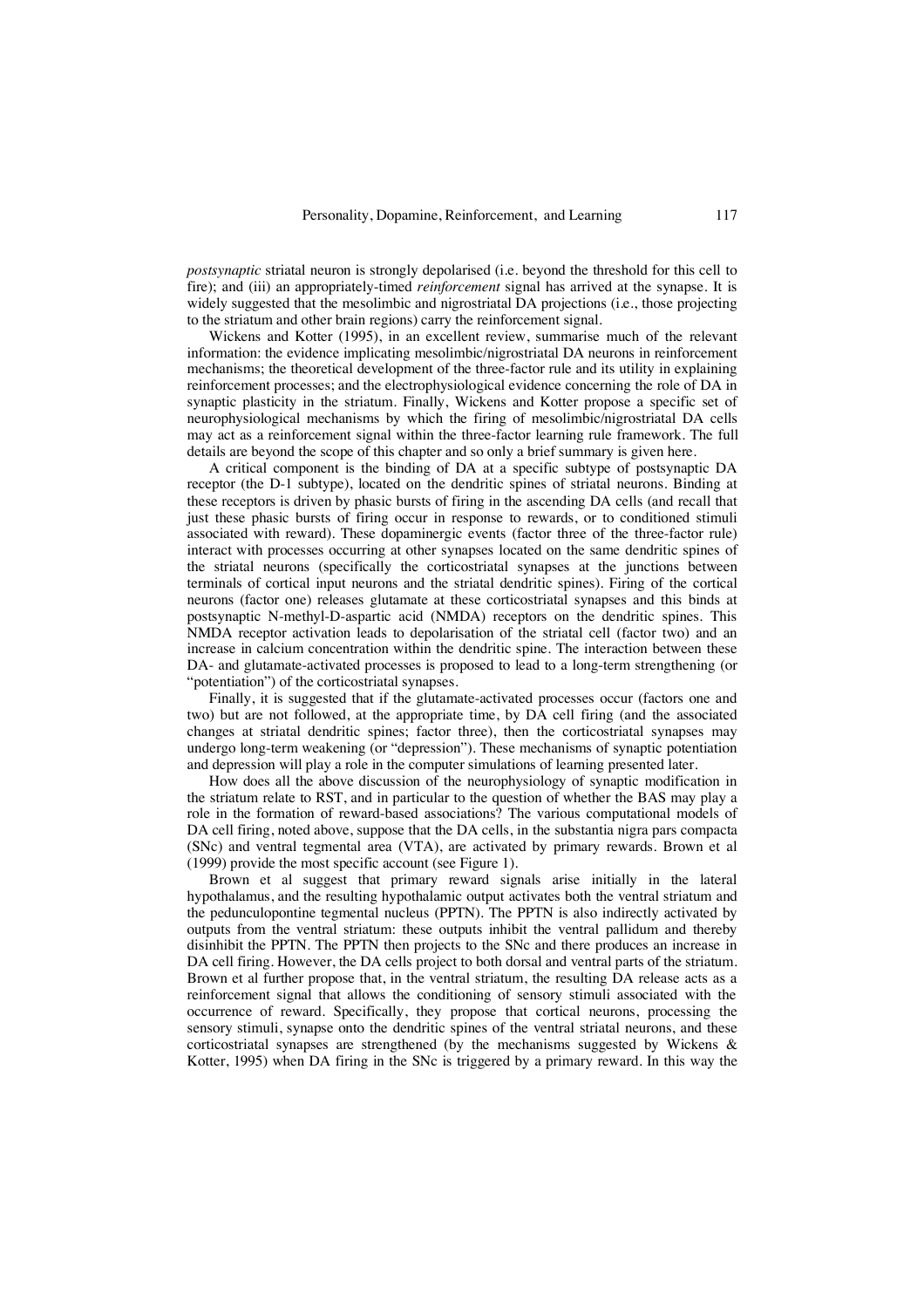*postsynaptic* striatal neuron is strongly depolarised (i.e. beyond the threshold for this cell to fire); and (iii) an appropriately-timed *reinforcement* signal has arrived at the synapse. It is widely suggested that the mesolimbic and nigrostriatal DA projections (i.e., those projecting to the striatum and other brain regions) carry the reinforcement signal.

Wickens and Kotter (1995), in an excellent review, summarise much of the relevant information: the evidence implicating mesolimbic/nigrostriatal DA neurons in reinforcement mechanisms; the theoretical development of the three-factor rule and its utility in explaining reinforcement processes; and the electrophysiological evidence concerning the role of DA in synaptic plasticity in the striatum. Finally, Wickens and Kotter propose a specific set of neurophysiological mechanisms by which the firing of mesolimbic/nigrostriatal DA cells may act as a reinforcement signal within the three-factor learning rule framework. The full details are beyond the scope of this chapter and so only a brief summary is given here.

A critical component is the binding of DA at a specific subtype of postsynaptic DA receptor (the D-1 subtype), located on the dendritic spines of striatal neurons. Binding at these receptors is driven by phasic bursts of firing in the ascending DA cells (and recall that just these phasic bursts of firing occur in response to rewards, or to conditioned stimuli associated with reward). These dopaminergic events (factor three of the three-factor rule) interact with processes occurring at other synapses located on the same dendritic spines of the striatal neurons (specifically the corticostriatal synapses at the junctions between terminals of cortical input neurons and the striatal dendritic spines). Firing of the cortical neurons (factor one) releases glutamate at these corticostriatal synapses and this binds at postsynaptic N-methyl-D-aspartic acid (NMDA) receptors on the dendritic spines. This NMDA receptor activation leads to depolarisation of the striatal cell (factor two) and an increase in calcium concentration within the dendritic spine. The interaction between these DA- and glutamate-activated processes is proposed to lead to a long-term strengthening (or "potentiation") of the corticostriatal synapses.

Finally, it is suggested that if the glutamate-activated processes occur (factors one and two) but are not followed, at the appropriate time, by DA cell firing (and the associated changes at striatal dendritic spines; factor three), then the corticostriatal synapses may undergo long-term weakening (or "depression"). These mechanisms of synaptic potentiation and depression will play a role in the computer simulations of learning presented later.

How does all the above discussion of the neurophysiology of synaptic modification in the striatum relate to RST, and in particular to the question of whether the BAS may play a role in the formation of reward-based associations? The various computational models of DA cell firing, noted above, suppose that the DA cells, in the substantia nigra pars compacta (SNc) and ventral tegmental area (VTA), are activated by primary rewards. Brown et al (1999) provide the most specific account (see Figure 1).

Brown et al suggest that primary reward signals arise initially in the lateral hypothalamus, and the resulting hypothalamic output activates both the ventral striatum and the pedunculopontine tegmental nucleus (PPTN). The PPTN is also indirectly activated by outputs from the ventral striatum: these outputs inhibit the ventral pallidum and thereby disinhibit the PPTN. The PPTN then projects to the SNc and there produces an increase in DA cell firing. However, the DA cells project to both dorsal and ventral parts of the striatum. Brown et al further propose that, in the ventral striatum, the resulting DA release acts as a reinforcement signal that allows the conditioning of sensory stimuli associated with the occurrence of reward. Specifically, they propose that cortical neurons, processing the sensory stimuli, synapse onto the dendritic spines of the ventral striatal neurons, and these corticostriatal synapses are strengthened (by the mechanisms suggested by Wickens & Kotter, 1995) when DA firing in the SNc is triggered by a primary reward. In this way the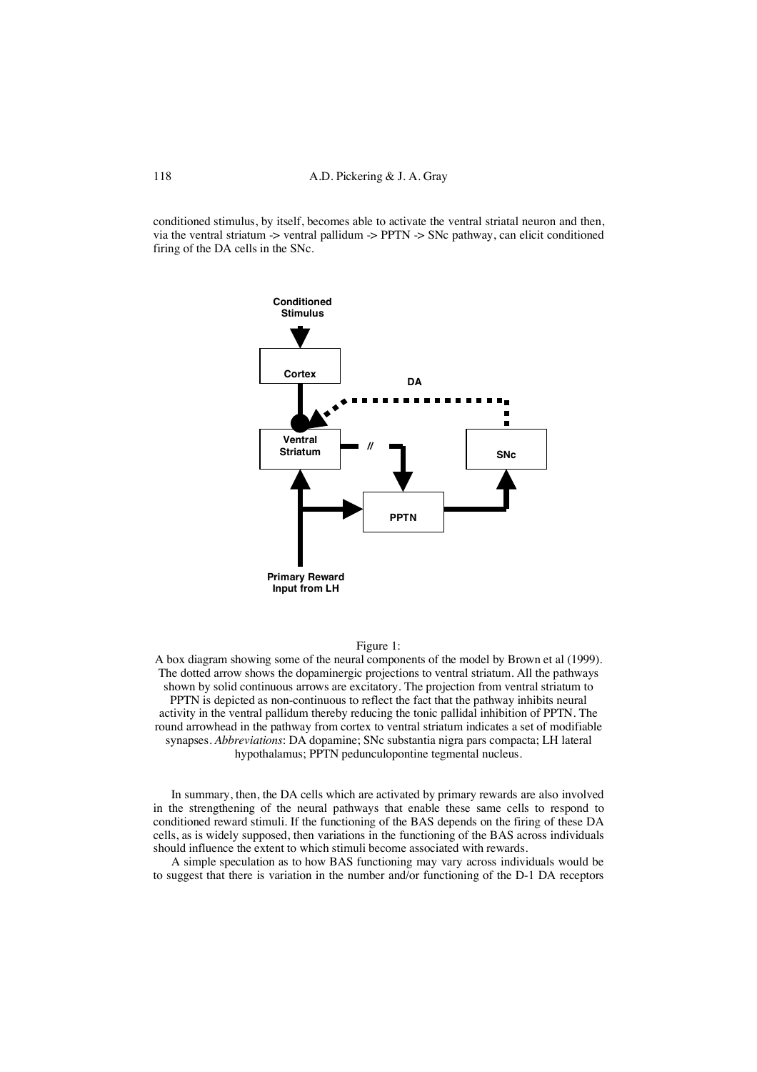conditioned stimulus, by itself, becomes able to activate the ventral striatal neuron and then, via the ventral striatum -> ventral pallidum -> PPTN -> SNc pathway, can elicit conditioned firing of the DA cells in the SNc.

Figure 1:
A box diagram showing some of the neural components of the model by Brown et al (1999). The dotted arrow shows the dopaminergic projections to ventral striatum. All the pathways shown by solid continuous arrows are excitatory. The projection from ventral striatum to PPTN is depicted as non-continuous to reflect the fact that the pathway inhibits neural activity in the ventral pallidum thereby reducing the tonic pallidal inhibition of PPTN. The round arrowhead in the pathway from cortex to ventral striatum indicates a set of modifiable synapses. *Abbreviations*: DA dopamine; SNc substantia nigra pars compacta; LH lateral hypothalamus; PPTN pedunculopontine tegmental nucleus.

In summary, then, the DA cells which are activated by primary rewards are also involved in the strengthening of the neural pathways that enable these same cells to respond to conditioned reward stimuli. If the functioning of the BAS depends on the firing of these DA cells, as is widely supposed, then variations in the functioning of the BAS across individuals should influence the extent to which stimuli become associated with rewards.

A simple speculation as to how BAS functioning may vary across individuals would be to suggest that there is variation in the number and/or functioning of the D-1 DA receptors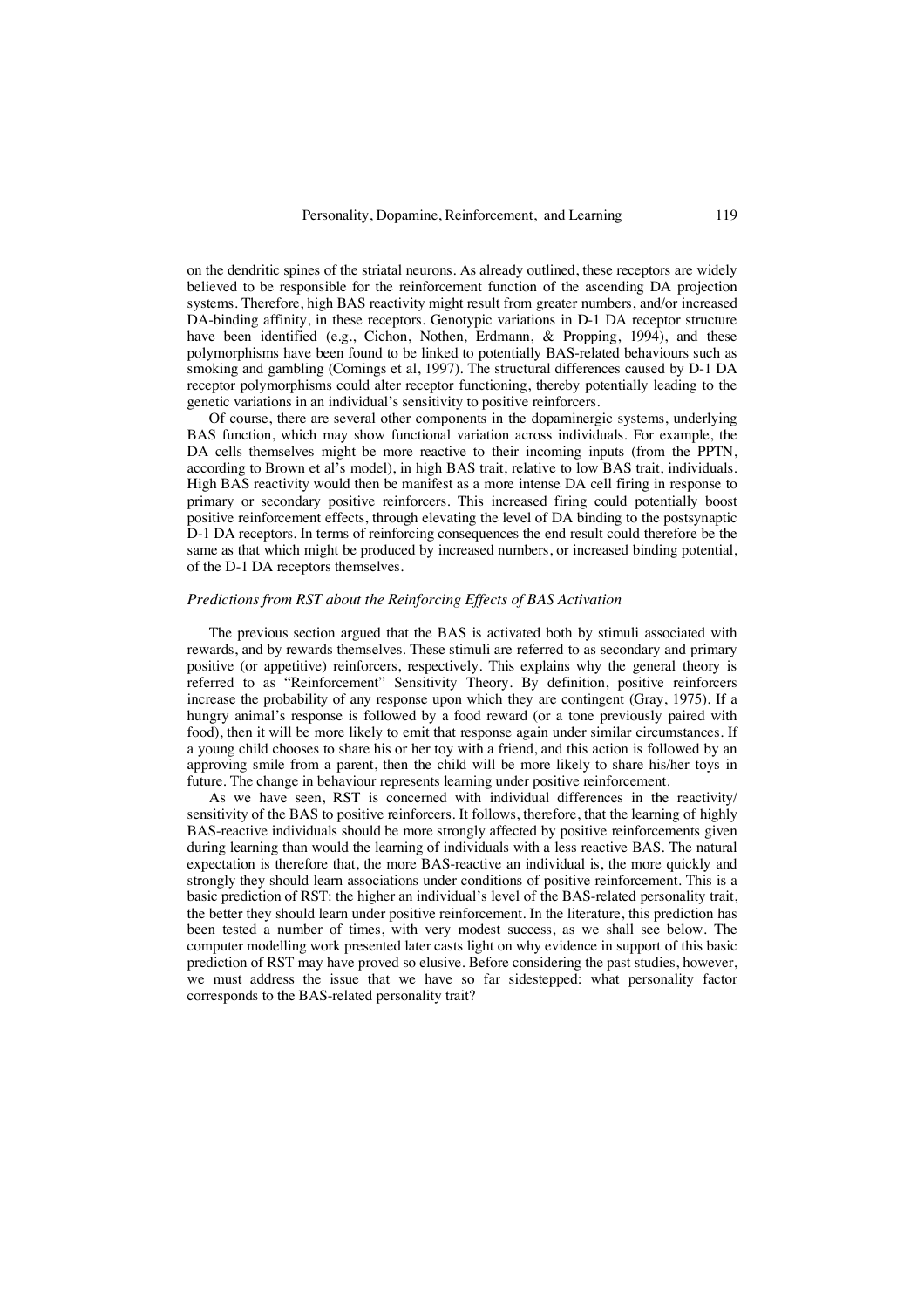on the dendritic spines of the striatal neurons. As already outlined, these receptors are widely believed to be responsible for the reinforcement function of the ascending DA projection systems. Therefore, high BAS reactivity might result from greater numbers, and/or increased DA-binding affinity, in these receptors. Genotypic variations in D-1 DA receptor structure have been identified (e.g., Cichon, Nothen, Erdmann, & Propping, 1994), and these polymorphisms have been found to be linked to potentially BAS-related behaviours such as smoking and gambling (Comings et al, 1997). The structural differences caused by D-1 DA receptor polymorphisms could alter receptor functioning, thereby potentially leading to the genetic variations in an individual's sensitivity to positive reinforcers.

Of course, there are several other components in the dopaminergic systems, underlying BAS function, which may show functional variation across individuals. For example, the DA cells themselves might be more reactive to their incoming inputs (from the PPTN, according to Brown et al's model), in high BAS trait, relative to low BAS trait, individuals. High BAS reactivity would then be manifest as a more intense DA cell firing in response to primary or secondary positive reinforcers. This increased firing could potentially boost positive reinforcement effects, through elevating the level of DA binding to the postsynaptic D-1 DA receptors. In terms of reinforcing consequences the end result could therefore be the same as that which might be produced by increased numbers, or increased binding potential, of the D-1 DA receptors themselves.

### *Predictions from RST about the Reinforcing Effects of BAS Activation*

The previous section argued that the BAS is activated both by stimuli associated with rewards, and by rewards themselves. These stimuli are referred to as secondary and primary positive (or appetitive) reinforcers, respectively. This explains why the general theory is referred to as "Reinforcement" Sensitivity Theory. By definition, positive reinforcers increase the probability of any response upon which they are contingent (Gray, 1975). If a hungry animal's response is followed by a food reward (or a tone previously paired with food), then it will be more likely to emit that response again under similar circumstances. If a young child chooses to share his or her toy with a friend, and this action is followed by an approving smile from a parent, then the child will be more likely to share his/her toys in future. The change in behaviour represents learning under positive reinforcement.

As we have seen, RST is concerned with individual differences in the reactivity/sensitivity of the BAS to positive reinforcers. It follows, therefore, that the learning of highly BAS-reactive individuals should be more strongly affected by positive reinforcements given during learning than would the learning of individuals with a less reactive BAS. The natural expectation is therefore that, the more BAS-reactive an individual is, the more quickly and strongly they should learn associations under conditions of positive reinforcement. This is a basic prediction of RST: the higher an individual's level of the BAS-related personality trait, the better they should learn under positive reinforcement. In the literature, this prediction has been tested a number of times, with very modest success, as we shall see below. The computer modelling work presented later casts light on why evidence in support of this basic prediction of RST may have proved so elusive. Before considering the past studies, however, we must address the issue that we have so far sidestepped: what personality factor corresponds to the BAS-related personality trait?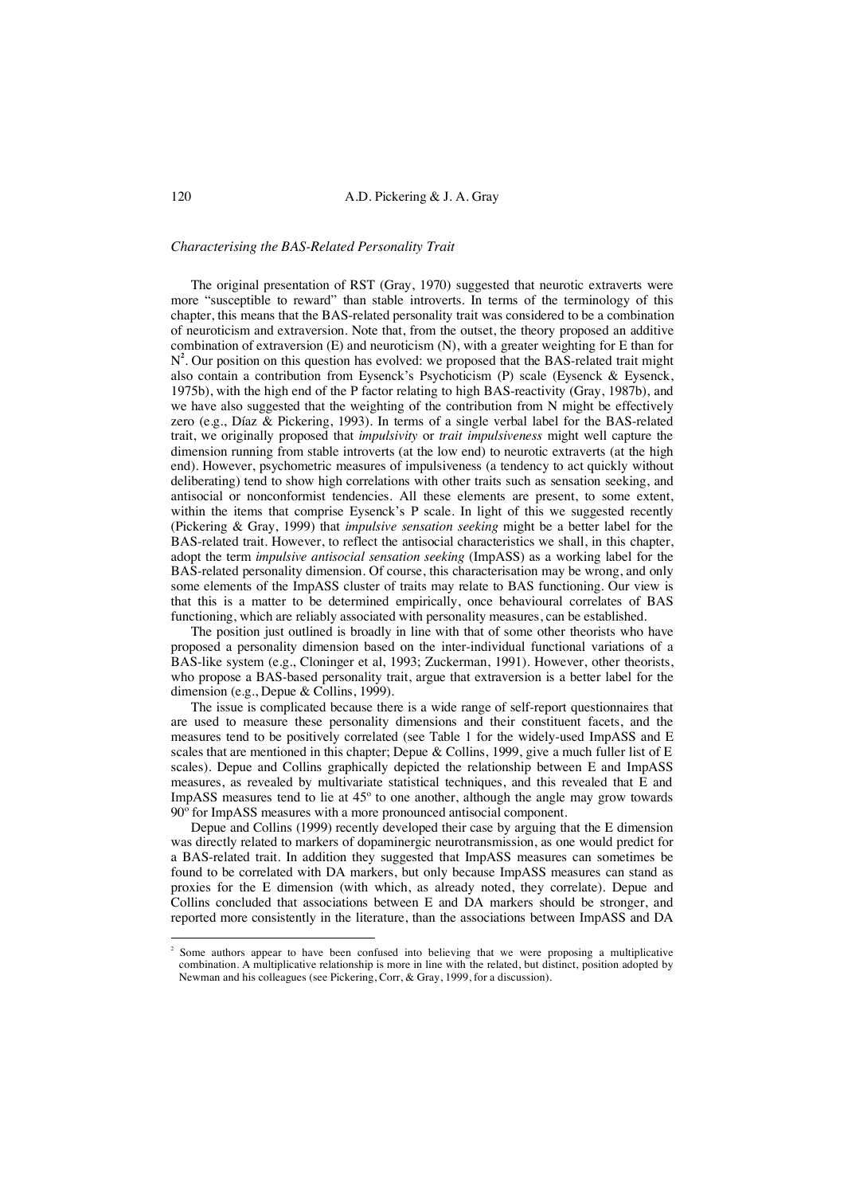*Characterising the BAS-Related Personality Trait*

The original presentation of RST (Gray, 1970) suggested that neurotic extraverts were more "susceptible to reward" than stable introverts. In terms of the terminology of this chapter, this means that the BAS-related personality trait was considered to be a combination of neuroticism and extraversion. Note that, from the outset, the theory proposed an additive combination of extraversion (E) and neuroticism (N), with a greater weighting for E than for N[2]. Our position on this question has evolved: we proposed that the BAS-related trait might also contain a contribution from Eysenck's Psychoticism (P) scale (Eysenck & Eysenck, 1975b), with the high end of the P factor relating to high BAS-reactivity (Gray, 1987b), and we have also suggested that the weighting of the contribution from N might be effectively zero (e.g., Díaz & Pickering, 1993). In terms of a single verbal label for the BAS-related trait, we originally proposed that *impulsivity* or *trait impulsiveness* might well capture the dimension running from stable introverts (at the low end) to neurotic extraverts (at the high end). However, psychometric measures of impulsiveness (a tendency to act quickly without deliberating) tend to show high correlations with other traits such as sensation seeking, and antisocial or nonconformist tendencies. All these elements are present, to some extent, within the items that comprise Eysenck's P scale. In light of this we suggested recently (Pickering & Gray, 1999) that *impulsive sensation seeking* might be a better label for the BAS-related trait. However, to reflect the antisocial characteristics we shall, in this chapter, adopt the term *impulsive antisocial sensation seeking* (ImpASS) as a working label for the BAS-related personality dimension. Of course, this characterisation may be wrong, and only some elements of the ImpASS cluster of traits may relate to BAS functioning. Our view is that this is a matter to be determined empirically, once behavioural correlates of BAS functioning, which are reliably associated with personality measures, can be established.

The position just outlined is broadly in line with that of some other theorists who have proposed a personality dimension based on the inter-individual functional variations of a BAS-like system (e.g., Cloninger et al, 1993; Zuckerman, 1991). However, other theorists, who propose a BAS-based personality trait, argue that extraversion is a better label for the dimension (e.g., Depue & Collins, 1999).

The issue is complicated because there is a wide range of self-report questionnaires that are used to measure these personality dimensions and their constituent facets, and the measures tend to be positively correlated (see Table 1 for the widely-used ImpASS and E scales that are mentioned in this chapter; Depue & Collins, 1999, give a much fuller list of E scales). Depue and Collins graphically depicted the relationship between E and ImpASS measures, as revealed by multivariate statistical techniques, and this revealed that E and ImpASS measures tend to lie at 45º to one another, although the angle may grow towards 90º for ImpASS measures with a more pronounced antisocial component.

Depue and Collins (1999) recently developed their case by arguing that the E dimension was directly related to markers of dopaminergic neurotransmission, as one would predict for a BAS-related trait. In addition they suggested that ImpASS measures can sometimes be found to be correlated with DA markers, but only because ImpASS measures can stand as proxies for the E dimension (with which, as already noted, they correlate). Depue and Collins concluded that associations between E and DA markers should be stronger, and reported more consistently in the literature, than the associations between ImpASS and DA

---

[2] Some authors appear to have been confused into believing that we were proposing a multiplicative combination. A multiplicative relationship is more in line with the related, but distinct, position adopted by Newman and his colleagues (see Pickering, Corr, & Gray, 1999, for a discussion).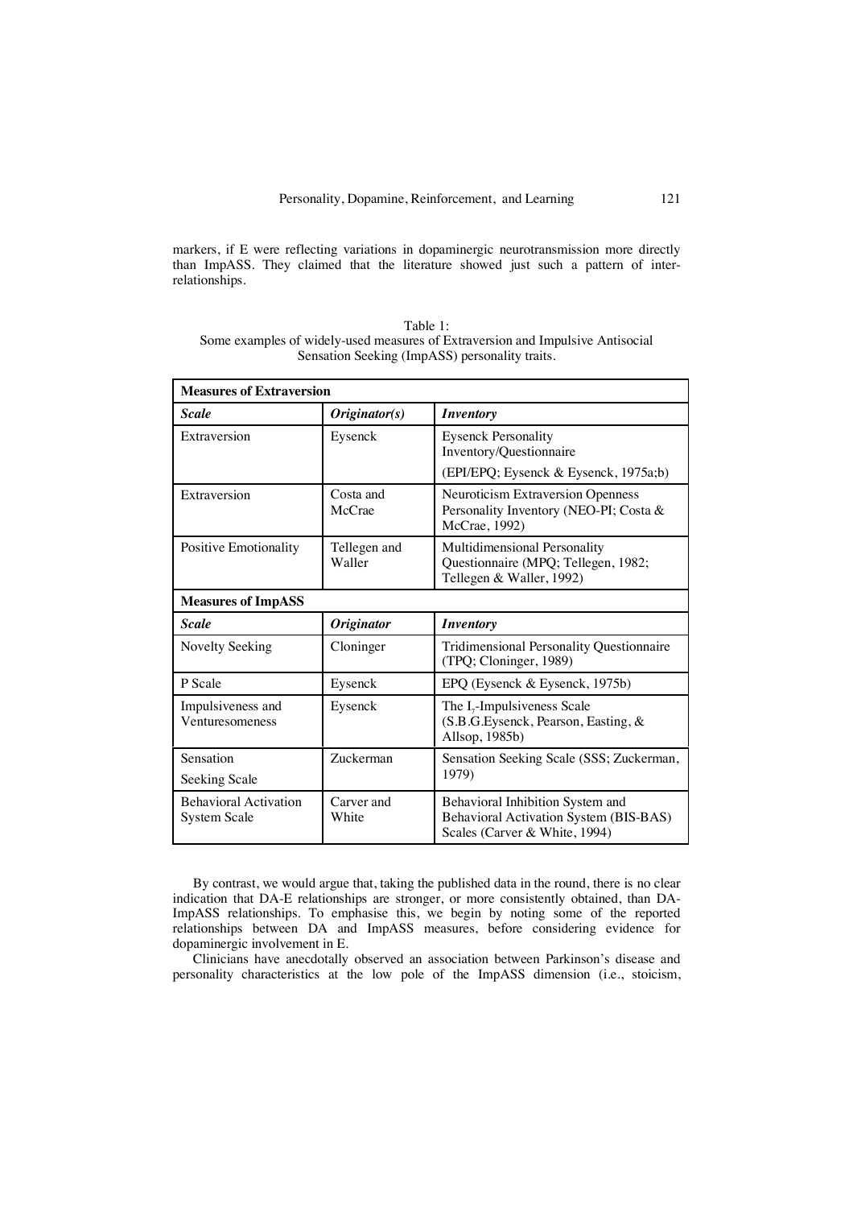markers, if E were reflecting variations in dopaminergic neurotransmission more directly than ImpASS. They claimed that the literature showed just such a pattern of inter-relationships.

Table 1:
Some examples of widely-used measures of Extraversion and Impulsive Antisocial Sensation Seeking (ImpASS) personality traits.

| **Measures of Extraversion** | | |
|---|---|---|
| ***Scale*** | ***Originator(s)*** | ***Inventory*** |
| Extraversion | Eysenck | Eysenck Personality Inventory/Questionnaire (EPI/EPQ; Eysenck & Eysenck, 1975a;b) |
| Extraversion | Costa and McCrae | Neuroticism Extraversion Openness Personality Inventory (NEO-PI; Costa & McCrae, 1992) |
| Positive Emotionality | Tellegen and Waller | Multidimensional Personality Questionnaire (MPQ; Tellegen, 1982; Tellegen & Waller, 1992) |
| **Measures of ImpASS** | | |
| ***Scale*** | ***Originator*** | ***Inventory*** |
| Novelty Seeking | Cloninger | Tridimensional Personality Questionnaire (TPQ; Cloninger, 1989) |
| P Scale | Eysenck | EPQ (Eysenck & Eysenck, 1975b) |
| Impulsiveness and Venturesomeness | Eysenck | The $I_7$-Impulsiveness Scale (S.B.G.Eysenck, Pearson, Easting, & Allsop, 1985b) |
| Sensation Seeking Scale | Zuckerman | Sensation Seeking Scale (SSS; Zuckerman, 1979) |
| Behavioral Activation System Scale | Carver and White | Behavioral Inhibition System and Behavioral Activation System (BIS-BAS) Scales (Carver & White, 1994) |

By contrast, we would argue that, taking the published data in the round, there is no clear indication that DA-E relationships are stronger, or more consistently obtained, than DA-ImpASS relationships. To emphasise this, we begin by noting some of the reported relationships between DA and ImpASS measures, before considering evidence for dopaminergic involvement in E.

Clinicians have anecdotally observed an association between Parkinson's disease and personality characteristics at the low pole of the ImpASS dimension (i.e., stoicism,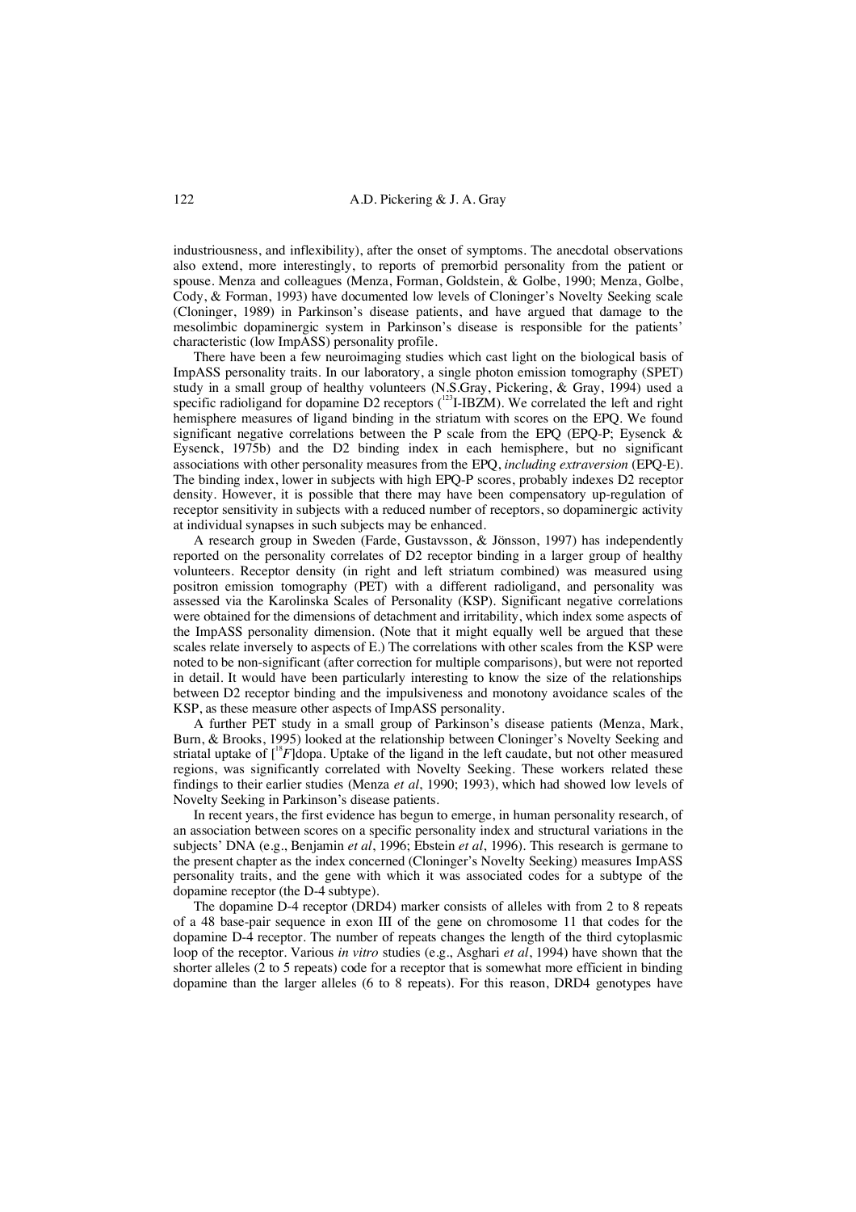industriousness, and inflexibility), after the onset of symptoms. The anecdotal observations also extend, more interestingly, to reports of premorbid personality from the patient or spouse. Menza and colleagues (Menza, Forman, Goldstein, & Golbe, 1990; Menza, Golbe, Cody, & Forman, 1993) have documented low levels of Cloninger's Novelty Seeking scale (Cloninger, 1989) in Parkinson's disease patients, and have argued that damage to the mesolimbic dopaminergic system in Parkinson's disease is responsible for the patients' characteristic (low ImpASS) personality profile.

There have been a few neuroimaging studies which cast light on the biological basis of ImpASS personality traits. In our laboratory, a single photon emission tomography (SPET) study in a small group of healthy volunteers (N.S.Gray, Pickering, & Gray, 1994) used a specific radioligand for dopamine D2 receptors ($^{123}$I-IBZM). We correlated the left and right hemisphere measures of ligand binding in the striatum with scores on the EPQ. We found significant negative correlations between the P scale from the EPQ (EPQ-P; Eysenck & Eysenck, 1975b) and the D2 binding index in each hemisphere, but no significant associations with other personality measures from the EPQ, *including extraversion* (EPQ-E). The binding index, lower in subjects with high EPQ-P scores, probably indexes D2 receptor density. However, it is possible that there may have been compensatory up-regulation of receptor sensitivity in subjects with a reduced number of receptors, so dopaminergic activity at individual synapses in such subjects may be enhanced.

A research group in Sweden (Farde, Gustavsson, & Jönsson, 1997) has independently reported on the personality correlates of D2 receptor binding in a larger group of healthy volunteers. Receptor density (in right and left striatum combined) was measured using positron emission tomography (PET) with a different radioligand, and personality was assessed via the Karolinska Scales of Personality (KSP). Significant negative correlations were obtained for the dimensions of detachment and irritability, which index some aspects of the ImpASS personality dimension. (Note that it might equally well be argued that these scales relate inversely to aspects of E.) The correlations with other scales from the KSP were noted to be non-significant (after correction for multiple comparisons), but were not reported in detail. It would have been particularly interesting to know the size of the relationships between D2 receptor binding and the impulsiveness and monotony avoidance scales of the KSP, as these measure other aspects of ImpASS personality.

A further PET study in a small group of Parkinson's disease patients (Menza, Mark, Burn, & Brooks, 1995) looked at the relationship between Cloninger's Novelty Seeking and striatal uptake of [$^{18}F$]dopa. Uptake of the ligand in the left caudate, but not other measured regions, was significantly correlated with Novelty Seeking. These workers related these findings to their earlier studies (Menza *et al*, 1990; 1993), which had showed low levels of Novelty Seeking in Parkinson's disease patients.

In recent years, the first evidence has begun to emerge, in human personality research, of an association between scores on a specific personality index and structural variations in the subjects' DNA (e.g., Benjamin *et al*, 1996; Ebstein *et al*, 1996). This research is germane to the present chapter as the index concerned (Cloninger's Novelty Seeking) measures ImpASS personality traits, and the gene with which it was associated codes for a subtype of the dopamine receptor (the D-4 subtype).

The dopamine D-4 receptor (DRD4) marker consists of alleles with from 2 to 8 repeats of a 48 base-pair sequence in exon III of the gene on chromosome 11 that codes for the dopamine D-4 receptor. The number of repeats changes the length of the third cytoplasmic loop of the receptor. Various *in vitro* studies (e.g., Asghari *et al*, 1994) have shown that the shorter alleles (2 to 5 repeats) code for a receptor that is somewhat more efficient in binding dopamine than the larger alleles (6 to 8 repeats). For this reason, DRD4 genotypes have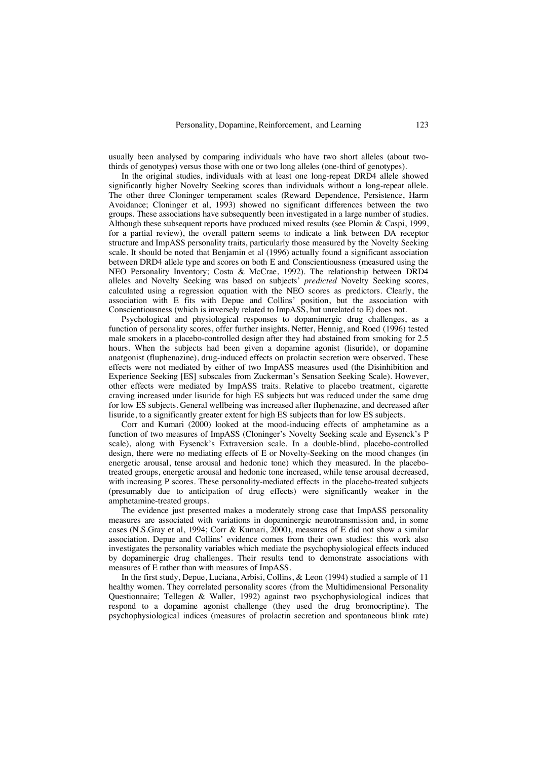usually been analysed by comparing individuals who have two short alleles (about two-thirds of genotypes) versus those with one or two long alleles (one-third of genotypes).

In the original studies, individuals with at least one long-repeat DRD4 allele showed significantly higher Novelty Seeking scores than individuals without a long-repeat allele. The other three Cloninger temperament scales (Reward Dependence, Persistence, Harm Avoidance; Cloninger et al, 1993) showed no significant differences between the two groups. These associations have subsequently been investigated in a large number of studies. Although these subsequent reports have produced mixed results (see Plomin & Caspi, 1999, for a partial review), the overall pattern seems to indicate a link between DA receptor structure and ImpASS personality traits, particularly those measured by the Novelty Seeking scale. It should be noted that Benjamin et al (1996) actually found a significant association between DRD4 allele type and scores on both E and Conscientiousness (measured using the NEO Personality Inventory; Costa & McCrae, 1992). The relationship between DRD4 alleles and Novelty Seeking was based on subjects' *predicted* Novelty Seeking scores, calculated using a regression equation with the NEO scores as predictors. Clearly, the association with E fits with Depue and Collins' position, but the association with Conscientiousness (which is inversely related to ImpASS, but unrelated to E) does not.

Psychological and physiological responses to dopaminergic drug challenges, as a function of personality scores, offer further insights. Netter, Hennig, and Roed (1996) tested male smokers in a placebo-controlled design after they had abstained from smoking for 2.5 hours. When the subjects had been given a dopamine agonist (lisuride), or dopamine anatgonist (fluphenazine), drug-induced effects on prolactin secretion were observed. These effects were not mediated by either of two ImpASS measures used (the Disinhibition and Experience Seeking [ES] subscales from Zuckerman's Sensation Seeking Scale). However, other effects were mediated by ImpASS traits. Relative to placebo treatment, cigarette craving increased under lisuride for high ES subjects but was reduced under the same drug for low ES subjects. General wellbeing was increased after fluphenazine, and decreased after lisuride, to a significantly greater extent for high ES subjects than for low ES subjects.

Corr and Kumari (2000) looked at the mood-inducing effects of amphetamine as a function of two measures of ImpASS (Cloninger's Novelty Seeking scale and Eysenck's P scale), along with Eysenck's Extraversion scale. In a double-blind, placebo-controlled design, there were no mediating effects of E or Novelty-Seeking on the mood changes (in energetic arousal, tense arousal and hedonic tone) which they measured. In the placebo-treated groups, energetic arousal and hedonic tone increased, while tense arousal decreased, with increasing P scores. These personality-mediated effects in the placebo-treated subjects (presumably due to anticipation of drug effects) were significantly weaker in the amphetamine-treated groups.

The evidence just presented makes a moderately strong case that ImpASS personality measures are associated with variations in dopaminergic neurotransmission and, in some cases (N.S.Gray et al, 1994; Corr & Kumari, 2000), measures of E did not show a similar association. Depue and Collins' evidence comes from their own studies: this work also investigates the personality variables which mediate the psychophysiological effects induced by dopaminergic drug challenges. Their results tend to demonstrate associations with measures of E rather than with measures of ImpASS.

In the first study, Depue, Luciana, Arbisi, Collins, & Leon (1994) studied a sample of 11 healthy women. They correlated personality scores (from the Multidimensional Personality Questionnaire; Tellegen & Waller, 1992) against two psychophysiological indices that respond to a dopamine agonist challenge (they used the drug bromocriptine). The psychophysiological indices (measures of prolactin secretion and spontaneous blink rate)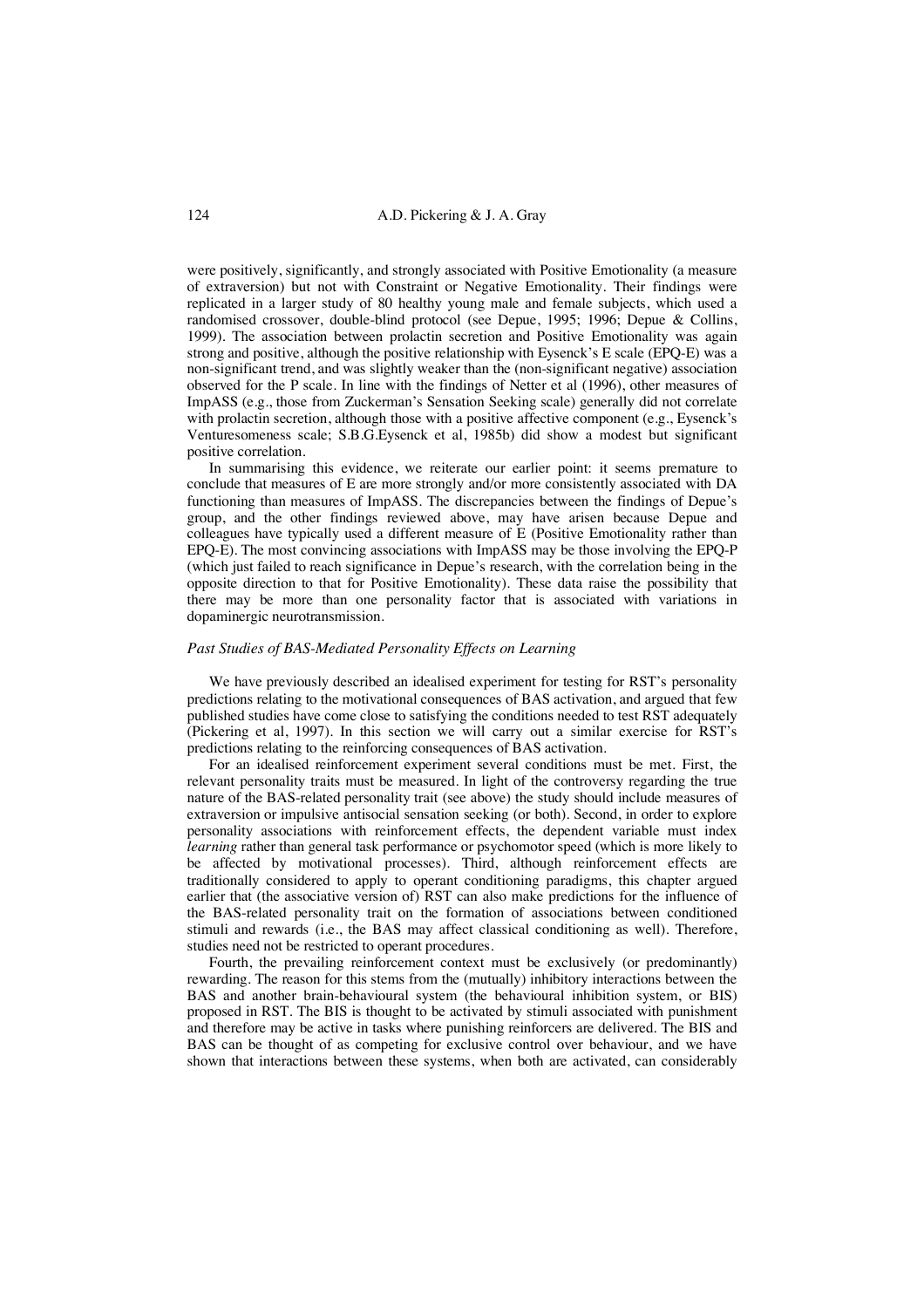were positively, significantly, and strongly associated with Positive Emotionality (a measure of extraversion) but not with Constraint or Negative Emotionality. Their findings were replicated in a larger study of 80 healthy young male and female subjects, which used a randomised crossover, double-blind protocol (see Depue, 1995; 1996; Depue & Collins, 1999). The association between prolactin secretion and Positive Emotionality was again strong and positive, although the positive relationship with Eysenck's E scale (EPQ-E) was a non-significant trend, and was slightly weaker than the (non-significant negative) association observed for the P scale. In line with the findings of Netter et al (1996), other measures of ImpASS (e.g., those from Zuckerman's Sensation Seeking scale) generally did not correlate with prolactin secretion, although those with a positive affective component (e.g., Eysenck's Venturesomeness scale; S.B.G.Eysenck et al, 1985b) did show a modest but significant positive correlation.

In summarising this evidence, we reiterate our earlier point: it seems premature to conclude that measures of E are more strongly and/or more consistently associated with DA functioning than measures of ImpASS. The discrepancies between the findings of Depue's group, and the other findings reviewed above, may have arisen because Depue and colleagues have typically used a different measure of E (Positive Emotionality rather than EPQ-E). The most convincing associations with ImpASS may be those involving the EPQ-P (which just failed to reach significance in Depue's research, with the correlation being in the opposite direction to that for Positive Emotionality). These data raise the possibility that there may be more than one personality factor that is associated with variations in dopaminergic neurotransmission.

### *Past Studies of BAS-Mediated Personality Effects on Learning*

We have previously described an idealised experiment for testing for RST's personality predictions relating to the motivational consequences of BAS activation, and argued that few published studies have come close to satisfying the conditions needed to test RST adequately (Pickering et al, 1997). In this section we will carry out a similar exercise for RST's predictions relating to the reinforcing consequences of BAS activation.

For an idealised reinforcement experiment several conditions must be met. First, the relevant personality traits must be measured. In light of the controversy regarding the true nature of the BAS-related personality trait (see above) the study should include measures of extraversion or impulsive antisocial sensation seeking (or both). Second, in order to explore personality associations with reinforcement effects, the dependent variable must index *learning* rather than general task performance or psychomotor speed (which is more likely to be affected by motivational processes). Third, although reinforcement effects are traditionally considered to apply to operant conditioning paradigms, this chapter argued earlier that (the associative version of) RST can also make predictions for the influence of the BAS-related personality trait on the formation of associations between conditioned stimuli and rewards (i.e., the BAS may affect classical conditioning as well). Therefore, studies need not be restricted to operant procedures.

Fourth, the prevailing reinforcement context must be exclusively (or predominantly) rewarding. The reason for this stems from the (mutually) inhibitory interactions between the BAS and another brain-behavioural system (the behavioural inhibition system, or BIS) proposed in RST. The BIS is thought to be activated by stimuli associated with punishment and therefore may be active in tasks where punishing reinforcers are delivered. The BIS and BAS can be thought of as competing for exclusive control over behaviour, and we have shown that interactions between these systems, when both are activated, can considerably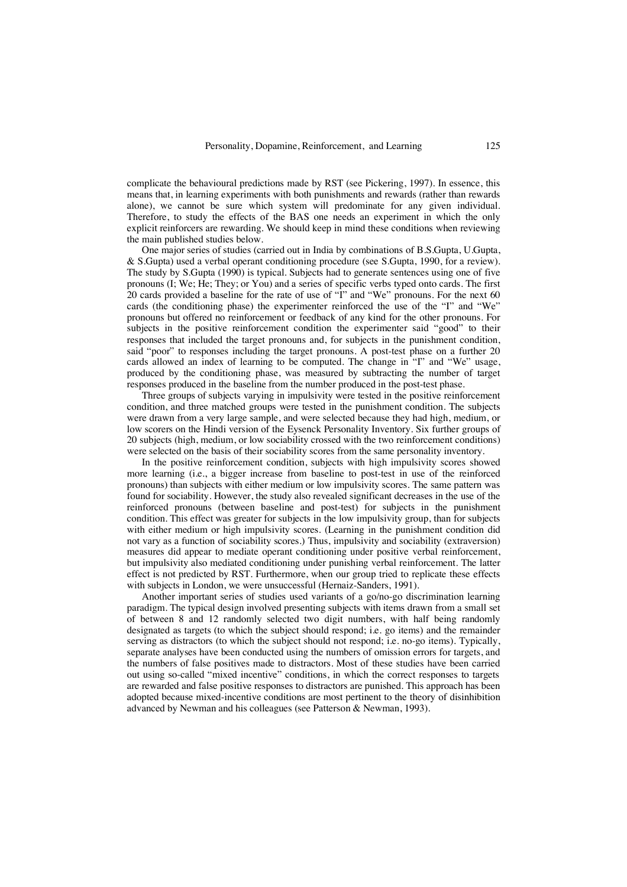complicate the behavioural predictions made by RST (see Pickering, 1997). In essence, this means that, in learning experiments with both punishments and rewards (rather than rewards alone), we cannot be sure which system will predominate for any given individual. Therefore, to study the effects of the BAS one needs an experiment in which the only explicit reinforcers are rewarding. We should keep in mind these conditions when reviewing the main published studies below.

One major series of studies (carried out in India by combinations of B.S.Gupta, U.Gupta, & S.Gupta) used a verbal operant conditioning procedure (see S.Gupta, 1990, for a review). The study by S.Gupta (1990) is typical. Subjects had to generate sentences using one of five pronouns (I; We; He; They; or You) and a series of specific verbs typed onto cards. The first 20 cards provided a baseline for the rate of use of "I" and "We" pronouns. For the next 60 cards (the conditioning phase) the experimenter reinforced the use of the "I" and "We" pronouns but offered no reinforcement or feedback of any kind for the other pronouns. For subjects in the positive reinforcement condition the experimenter said "good" to their responses that included the target pronouns and, for subjects in the punishment condition, said "poor" to responses including the target pronouns. A post-test phase on a further 20 cards allowed an index of learning to be computed. The change in "I" and "We" usage, produced by the conditioning phase, was measured by subtracting the number of target responses produced in the baseline from the number produced in the post-test phase.

Three groups of subjects varying in impulsivity were tested in the positive reinforcement condition, and three matched groups were tested in the punishment condition. The subjects were drawn from a very large sample, and were selected because they had high, medium, or low scorers on the Hindi version of the Eysenck Personality Inventory. Six further groups of 20 subjects (high, medium, or low sociability crossed with the two reinforcement conditions) were selected on the basis of their sociability scores from the same personality inventory.

In the positive reinforcement condition, subjects with high impulsivity scores showed more learning (i.e., a bigger increase from baseline to post-test in use of the reinforced pronouns) than subjects with either medium or low impulsivity scores. The same pattern was found for sociability. However, the study also revealed significant decreases in the use of the reinforced pronouns (between baseline and post-test) for subjects in the punishment condition. This effect was greater for subjects in the low impulsivity group, than for subjects with either medium or high impulsivity scores. (Learning in the punishment condition did not vary as a function of sociability scores.) Thus, impulsivity and sociability (extraversion) measures did appear to mediate operant conditioning under positive verbal reinforcement, but impulsivity also mediated conditioning under punishing verbal reinforcement. The latter effect is not predicted by RST. Furthermore, when our group tried to replicate these effects with subjects in London, we were unsuccessful (Hernaiz-Sanders, 1991).

Another important series of studies used variants of a go/no-go discrimination learning paradigm. The typical design involved presenting subjects with items drawn from a small set of between 8 and 12 randomly selected two digit numbers, with half being randomly designated as targets (to which the subject should respond; i.e. go items) and the remainder serving as distractors (to which the subject should not respond; i.e. no-go items). Typically, separate analyses have been conducted using the numbers of omission errors for targets, and the numbers of false positives made to distractors. Most of these studies have been carried out using so-called "mixed incentive" conditions, in which the correct responses to targets are rewarded and false positive responses to distractors are punished. This approach has been adopted because mixed-incentive conditions are most pertinent to the theory of disinhibition advanced by Newman and his colleagues (see Patterson & Newman, 1993).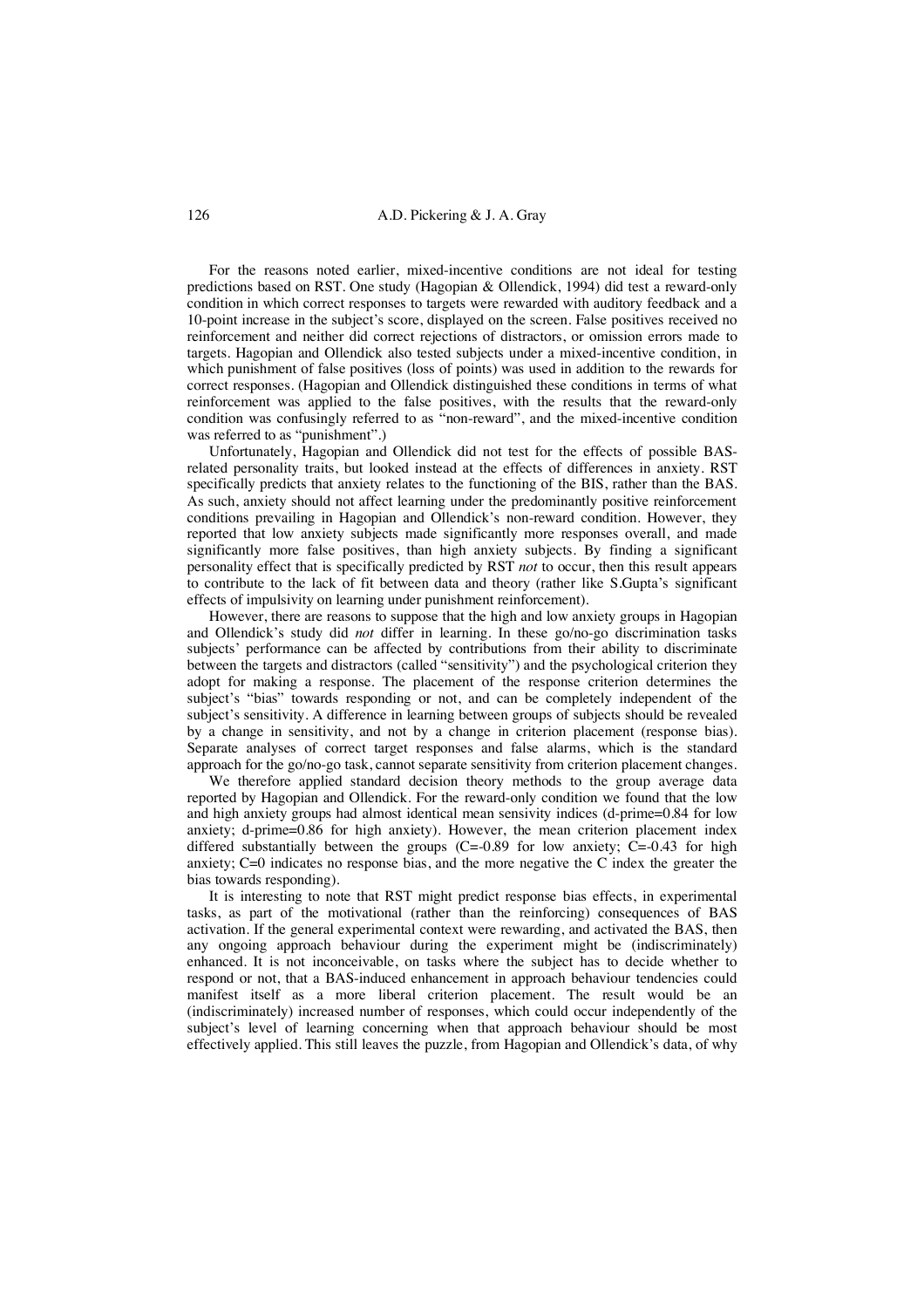For the reasons noted earlier, mixed-incentive conditions are not ideal for testing predictions based on RST. One study (Hagopian & Ollendick, 1994) did test a reward-only condition in which correct responses to targets were rewarded with auditory feedback and a 10-point increase in the subject's score, displayed on the screen. False positives received no reinforcement and neither did correct rejections of distractors, or omission errors made to targets. Hagopian and Ollendick also tested subjects under a mixed-incentive condition, in which punishment of false positives (loss of points) was used in addition to the rewards for correct responses. (Hagopian and Ollendick distinguished these conditions in terms of what reinforcement was applied to the false positives, with the results that the reward-only condition was confusingly referred to as "non-reward", and the mixed-incentive condition was referred to as "punishment".)

Unfortunately, Hagopian and Ollendick did not test for the effects of possible BAS-related personality traits, but looked instead at the effects of differences in anxiety. RST specifically predicts that anxiety relates to the functioning of the BIS, rather than the BAS. As such, anxiety should not affect learning under the predominantly positive reinforcement conditions prevailing in Hagopian and Ollendick's non-reward condition. However, they reported that low anxiety subjects made significantly more responses overall, and made significantly more false positives, than high anxiety subjects. By finding a significant personality effect that is specifically predicted by RST *not* to occur, then this result appears to contribute to the lack of fit between data and theory (rather like S.Gupta's significant effects of impulsivity on learning under punishment reinforcement).

However, there are reasons to suppose that the high and low anxiety groups in Hagopian and Ollendick's study did *not* differ in learning. In these go/no-go discrimination tasks subjects' performance can be affected by contributions from their ability to discriminate between the targets and distractors (called "sensitivity") and the psychological criterion they adopt for making a response. The placement of the response criterion determines the subject's "bias" towards responding or not, and can be completely independent of the subject's sensitivity. A difference in learning between groups of subjects should be revealed by a change in sensitivity, and not by a change in criterion placement (response bias). Separate analyses of correct target responses and false alarms, which is the standard approach for the go/no-go task, cannot separate sensitivity from criterion placement changes.

We therefore applied standard decision theory methods to the group average data reported by Hagopian and Ollendick. For the reward-only condition we found that the low and high anxiety groups had almost identical mean sensitivity indices (d-prime=0.84 for low anxiety; d-prime=0.86 for high anxiety). However, the mean criterion placement index differed substantially between the groups (C=-0.89 for low anxiety; C=-0.43 for high anxiety; C=0 indicates no response bias, and the more negative the C index the greater the bias towards responding).

It is interesting to note that RST might predict response bias effects, in experimental tasks, as part of the motivational (rather than the reinforcing) consequences of BAS activation. If the general experimental context were rewarding, and activated the BAS, then any ongoing approach behaviour during the experiment might be (indiscriminately) enhanced. It is not inconceivable, on tasks where the subject has to decide whether to respond or not, that a BAS-induced enhancement in approach behaviour tendencies could manifest itself as a more liberal criterion placement. The result would be an (indiscriminately) increased number of responses, which could occur independently of the subject's level of learning concerning when that approach behaviour should be most effectively applied. This still leaves the puzzle, from Hagopian and Ollendick's data, of why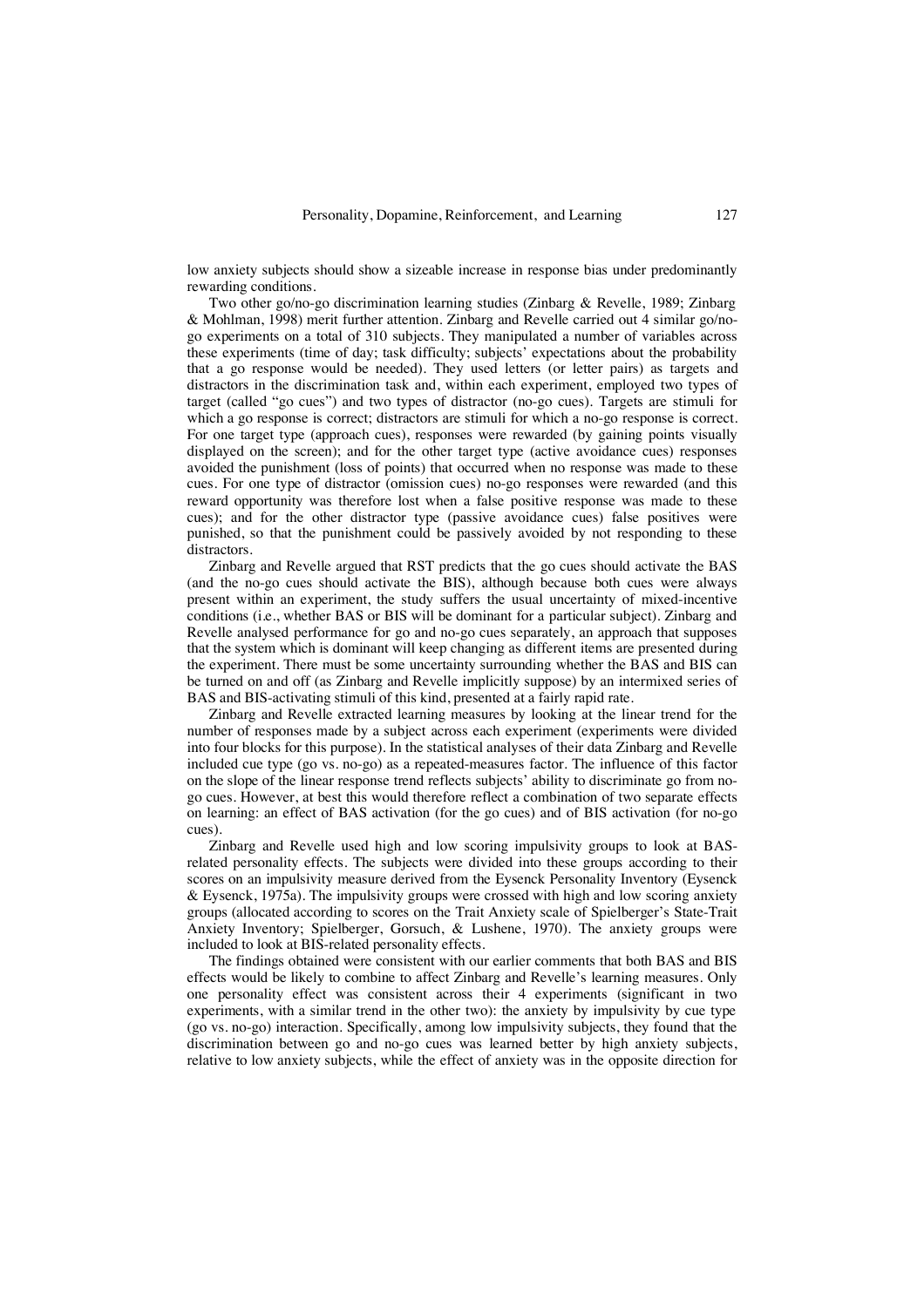low anxiety subjects should show a sizeable increase in response bias under predominantly rewarding conditions.

Two other go/no-go discrimination learning studies (Zinbarg & Revelle, 1989; Zinbarg & Mohlman, 1998) merit further attention. Zinbarg and Revelle carried out 4 similar go/no-go experiments on a total of 310 subjects. They manipulated a number of variables across these experiments (time of day; task difficulty; subjects' expectations about the probability that a go response would be needed). They used letters (or letter pairs) as targets and distractors in the discrimination task and, within each experiment, employed two types of target (called "go cues") and two types of distractor (no-go cues). Targets are stimuli for which a go response is correct; distractors are stimuli for which a no-go response is correct. For one target type (approach cues), responses were rewarded (by gaining points visually displayed on the screen); and for the other target type (active avoidance cues) responses avoided the punishment (loss of points) that occurred when no response was made to these cues. For one type of distractor (omission cues) no-go responses were rewarded (and this reward opportunity was therefore lost when a false positive response was made to these cues); and for the other distractor type (passive avoidance cues) false positives were punished, so that the punishment could be passively avoided by not responding to these distractors.

Zinbarg and Revelle argued that RST predicts that the go cues should activate the BAS (and the no-go cues should activate the BIS), although because both cues were always present within an experiment, the study suffers the usual uncertainty of mixed-incentive conditions (i.e., whether BAS or BIS will be dominant for a particular subject). Zinbarg and Revelle analysed performance for go and no-go cues separately, an approach that supposes that the system which is dominant will keep changing as different items are presented during the experiment. There must be some uncertainty surrounding whether the BAS and BIS can be turned on and off (as Zinbarg and Revelle implicitly suppose) by an intermixed series of BAS and BIS-activating stimuli of this kind, presented at a fairly rapid rate.

Zinbarg and Revelle extracted learning measures by looking at the linear trend for the number of responses made by a subject across each experiment (experiments were divided into four blocks for this purpose). In the statistical analyses of their data Zinbarg and Revelle included cue type (go vs. no-go) as a repeated-measures factor. The influence of this factor on the slope of the linear response trend reflects subjects' ability to discriminate go from no-go cues. However, at best this would therefore reflect a combination of two separate effects on learning: an effect of BAS activation (for the go cues) and of BIS activation (for no-go cues).

Zinbarg and Revelle used high and low scoring impulsivity groups to look at BAS-related personality effects. The subjects were divided into these groups according to their scores on an impulsivity measure derived from the Eysenck Personality Inventory (Eysenck & Eysenck, 1975a). The impulsivity groups were crossed with high and low scoring anxiety groups (allocated according to scores on the Trait Anxiety scale of Spielberger's State-Trait Anxiety Inventory; Spielberger, Gorsuch, & Lushene, 1970). The anxiety groups were included to look at BIS-related personality effects.

The findings obtained were consistent with our earlier comments that both BAS and BIS effects would be likely to combine to affect Zinbarg and Revelle's learning measures. Only one personality effect was consistent across their 4 experiments (significant in two experiments, with a similar trend in the other two): the anxiety by impulsivity by cue type (go vs. no-go) interaction. Specifically, among low impulsivity subjects, they found that the discrimination between go and no-go cues was learned better by high anxiety subjects, relative to low anxiety subjects, while the effect of anxiety was in the opposite direction for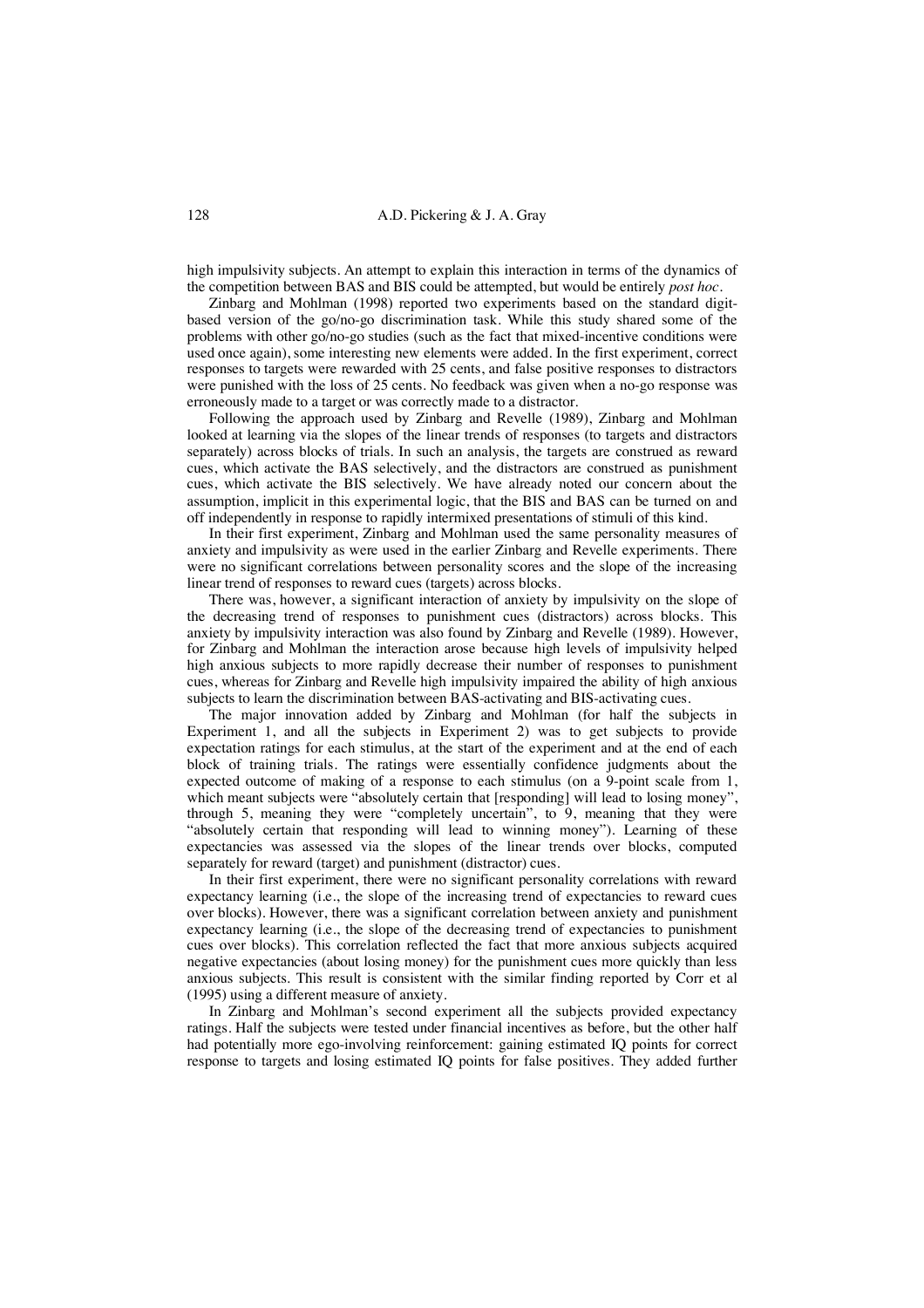high impulsivity subjects. An attempt to explain this interaction in terms of the dynamics of the competition between BAS and BIS could be attempted, but would be entirely *post hoc*.

Zinbarg and Mohlman (1998) reported two experiments based on the standard digit-based version of the go/no-go discrimination task. While this study shared some of the problems with other go/no-go studies (such as the fact that mixed-incentive conditions were used once again), some interesting new elements were added. In the first experiment, correct responses to targets were rewarded with 25 cents, and false positive responses to distractors were punished with the loss of 25 cents. No feedback was given when a no-go response was erroneously made to a target or was correctly made to a distractor.

Following the approach used by Zinbarg and Revelle (1989), Zinbarg and Mohlman looked at learning via the slopes of the linear trends of responses (to targets and distractors separately) across blocks of trials. In such an analysis, the targets are construed as reward cues, which activate the BAS selectively, and the distractors are construed as punishment cues, which activate the BIS selectively. We have already noted our concern about the assumption, implicit in this experimental logic, that the BIS and BAS can be turned on and off independently in response to rapidly intermixed presentations of stimuli of this kind.

In their first experiment, Zinbarg and Mohlman used the same personality measures of anxiety and impulsivity as were used in the earlier Zinbarg and Revelle experiments. There were no significant correlations between personality scores and the slope of the increasing linear trend of responses to reward cues (targets) across blocks.

There was, however, a significant interaction of anxiety by impulsivity on the slope of the decreasing trend of responses to punishment cues (distractors) across blocks. This anxiety by impulsivity interaction was also found by Zinbarg and Revelle (1989). However, for Zinbarg and Mohlman the interaction arose because high levels of impulsivity helped high anxious subjects to more rapidly decrease their number of responses to punishment cues, whereas for Zinbarg and Revelle high impulsivity impaired the ability of high anxious subjects to learn the discrimination between BAS-activating and BIS-activating cues.

The major innovation added by Zinbarg and Mohlman (for half the subjects in Experiment 1, and all the subjects in Experiment 2) was to get subjects to provide expectation ratings for each stimulus, at the start of the experiment and at the end of each block of training trials. The ratings were essentially confidence judgments about the expected outcome of making of a response to each stimulus (on a 9-point scale from 1, which meant subjects were "absolutely certain that [responding] will lead to losing money", through 5, meaning they were "completely uncertain", to 9, meaning that they were "absolutely certain that responding will lead to winning money"). Learning of these expectancies was assessed via the slopes of the linear trends over blocks, computed separately for reward (target) and punishment (distractor) cues.

In their first experiment, there were no significant personality correlations with reward expectancy learning (i.e., the slope of the increasing trend of expectancies to reward cues over blocks). However, there was a significant correlation between anxiety and punishment expectancy learning (i.e., the slope of the decreasing trend of expectancies to punishment cues over blocks). This correlation reflected the fact that more anxious subjects acquired negative expectancies (about losing money) for the punishment cues more quickly than less anxious subjects. This result is consistent with the similar finding reported by Corr et al (1995) using a different measure of anxiety.

In Zinbarg and Mohlman's second experiment all the subjects provided expectancy ratings. Half the subjects were tested under financial incentives as before, but the other half had potentially more ego-involving reinforcement: gaining estimated IQ points for correct response to targets and losing estimated IQ points for false positives. They added further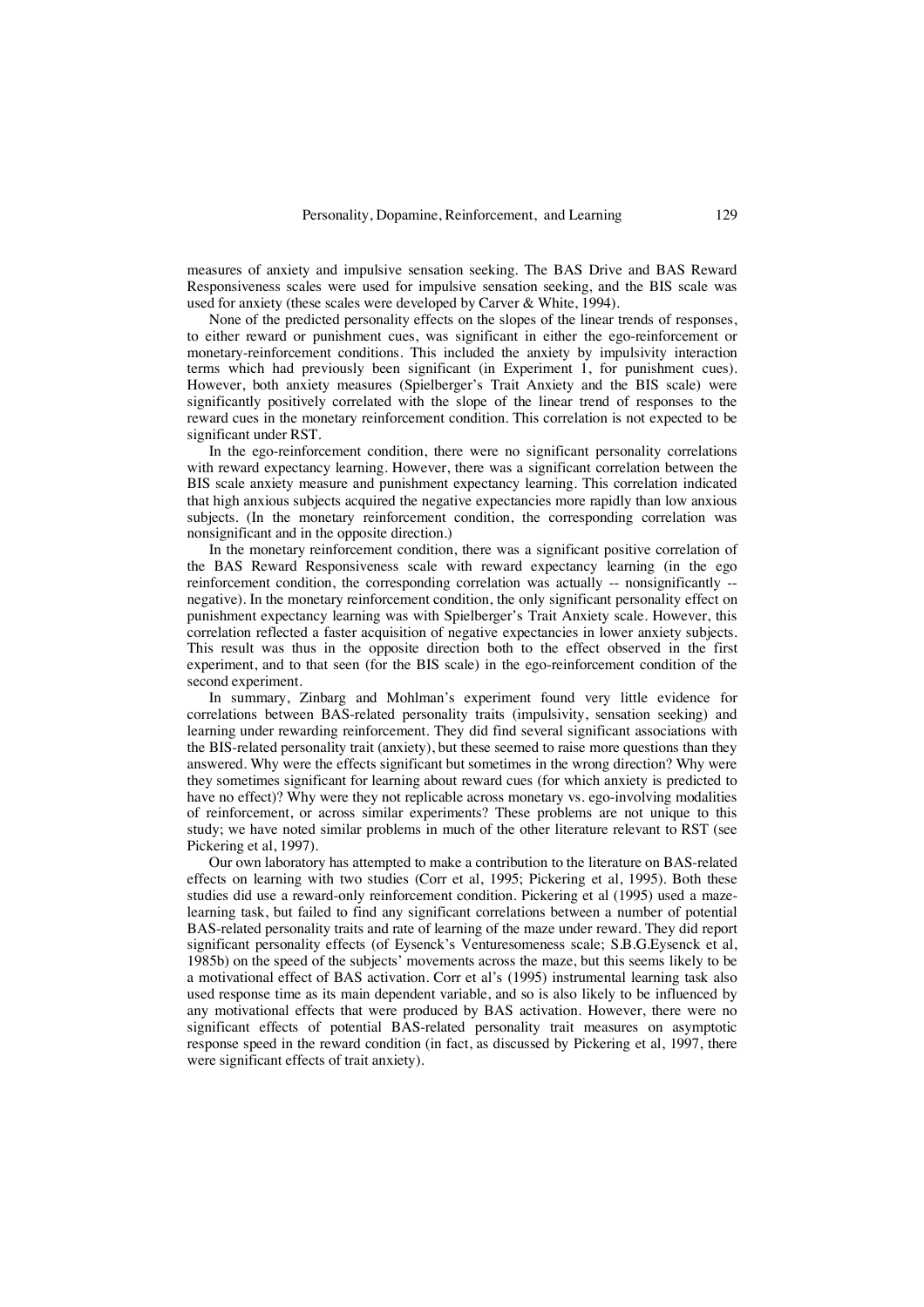measures of anxiety and impulsive sensation seeking. The BAS Drive and BAS Reward Responsiveness scales were used for impulsive sensation seeking, and the BIS scale was used for anxiety (these scales were developed by Carver & White, 1994).

None of the predicted personality effects on the slopes of the linear trends of responses, to either reward or punishment cues, was significant in either the ego-reinforcement or monetary-reinforcement conditions. This included the anxiety by impulsivity interaction terms which had previously been significant (in Experiment 1, for punishment cues). However, both anxiety measures (Spielberger's Trait Anxiety and the BIS scale) were significantly positively correlated with the slope of the linear trend of responses to the reward cues in the monetary reinforcement condition. This correlation is not expected to be significant under RST.

In the ego-reinforcement condition, there were no significant personality correlations with reward expectancy learning. However, there was a significant correlation between the BIS scale anxiety measure and punishment expectancy learning. This correlation indicated that high anxious subjects acquired the negative expectancies more rapidly than low anxious subjects. (In the monetary reinforcement condition, the corresponding correlation was nonsignificant and in the opposite direction.)

In the monetary reinforcement condition, there was a significant positive correlation of the BAS Reward Responsiveness scale with reward expectancy learning (in the ego reinforcement condition, the corresponding correlation was actually -- nonsignificantly -- negative). In the monetary reinforcement condition, the only significant personality effect on punishment expectancy learning was with Spielberger's Trait Anxiety scale. However, this correlation reflected a faster acquisition of negative expectancies in lower anxiety subjects. This result was thus in the opposite direction both to the effect observed in the first experiment, and to that seen (for the BIS scale) in the ego-reinforcement condition of the second experiment.

In summary, Zinbarg and Mohlman's experiment found very little evidence for correlations between BAS-related personality traits (impulsivity, sensation seeking) and learning under rewarding reinforcement. They did find several significant associations with the BIS-related personality trait (anxiety), but these seemed to raise more questions than they answered. Why were the effects significant but sometimes in the wrong direction? Why were they sometimes significant for learning about reward cues (for which anxiety is predicted to have no effect)? Why were they not replicable across monetary vs. ego-involving modalities of reinforcement, or across similar experiments? These problems are not unique to this study; we have noted similar problems in much of the other literature relevant to RST (see Pickering et al, 1997).

Our own laboratory has attempted to make a contribution to the literature on BAS-related effects on learning with two studies (Corr et al, 1995; Pickering et al, 1995). Both these studies did use a reward-only reinforcement condition. Pickering et al (1995) used a maze-learning task, but failed to find any significant correlations between a number of potential BAS-related personality traits and rate of learning of the maze under reward. They did report significant personality effects (of Eysenck's Venturesomeness scale; S.B.G.Eysenck et al, 1985b) on the speed of the subjects' movements across the maze, but this seems likely to be a motivational effect of BAS activation. Corr et al's (1995) instrumental learning task also used response time as its main dependent variable, and so is also likely to be influenced by any motivational effects that were produced by BAS activation. However, there were no significant effects of potential BAS-related personality trait measures on asymptotic response speed in the reward condition (in fact, as discussed by Pickering et al, 1997, there were significant effects of trait anxiety).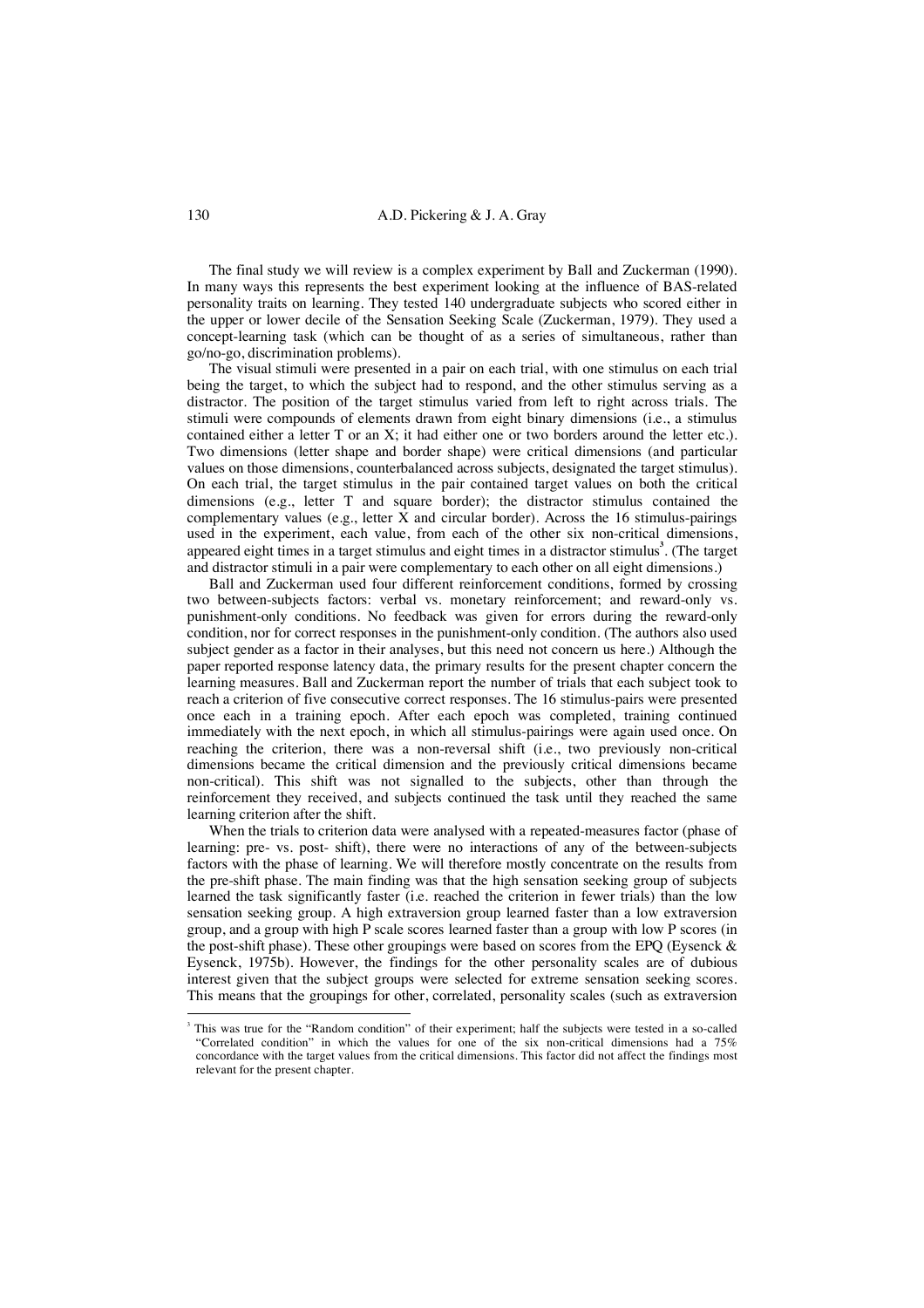The final study we will review is a complex experiment by Ball and Zuckerman (1990). In many ways this represents the best experiment looking at the influence of BAS-related personality traits on learning. They tested 140 undergraduate subjects who scored either in the upper or lower decile of the Sensation Seeking Scale (Zuckerman, 1979). They used a concept-learning task (which can be thought of as a series of simultaneous, rather than go/no-go, discrimination problems).

The visual stimuli were presented in a pair on each trial, with one stimulus on each trial being the target, to which the subject had to respond, and the other stimulus serving as a distractor. The position of the target stimulus varied from left to right across trials. The stimuli were compounds of elements drawn from eight binary dimensions (i.e., a stimulus contained either a letter T or an X; it had either one or two borders around the letter etc.). Two dimensions (letter shape and border shape) were critical dimensions (and particular values on those dimensions, counterbalanced across subjects, designated the target stimulus). On each trial, the target stimulus in the pair contained target values on both the critical dimensions (e.g., letter T and square border); the distractor stimulus contained the complementary values (e.g., letter X and circular border). Across the 16 stimulus-pairings used in the experiment, each value, from each of the other six non-critical dimensions, appeared eight times in a target stimulus and eight times in a distractor stimulus[3]. (The target and distractor stimuli in a pair were complementary to each other on all eight dimensions.)

Ball and Zuckerman used four different reinforcement conditions, formed by crossing two between-subjects factors: verbal vs. monetary reinforcement; and reward-only vs. punishment-only conditions. No feedback was given for errors during the reward-only condition, nor for correct responses in the punishment-only condition. (The authors also used subject gender as a factor in their analyses, but this need not concern us here.) Although the paper reported response latency data, the primary results for the present chapter concern the learning measures. Ball and Zuckerman report the number of trials that each subject took to reach a criterion of five consecutive correct responses. The 16 stimulus-pairs were presented once each in a training epoch. After each epoch was completed, training continued immediately with the next epoch, in which all stimulus-pairings were again used once. On reaching the criterion, there was a non-reversal shift (i.e., two previously non-critical dimensions became the critical dimension and the previously critical dimensions became non-critical). This shift was not signalled to the subjects, other than through the reinforcement they received, and subjects continued the task until they reached the same learning criterion after the shift.

When the trials to criterion data were analysed with a repeated-measures factor (phase of learning: pre- vs. post- shift), there were no interactions of any of the between-subjects factors with the phase of learning. We will therefore mostly concentrate on the results from the pre-shift phase. The main finding was that the high sensation seeking group of subjects learned the task significantly faster (i.e. reached the criterion in fewer trials) than the low sensation seeking group. A high extraversion group learned faster than a low extraversion group, and a group with high P scale scores learned faster than a group with low P scores (in the post-shift phase). These other groupings were based on scores from the EPQ (Eysenck & Eysenck, 1975b). However, the findings for the other personality scales are of dubious interest given that the subject groups were selected for extreme sensation seeking scores. This means that the groupings for other, correlated, personality scales (such as extraversion

[3] This was true for the "Random condition" of their experiment; half the subjects were tested in a so-called "Correlated condition" in which the values for one of the six non-critical dimensions had a 75% concordance with the target values from the critical dimensions. This factor did not affect the findings most relevant for the present chapter.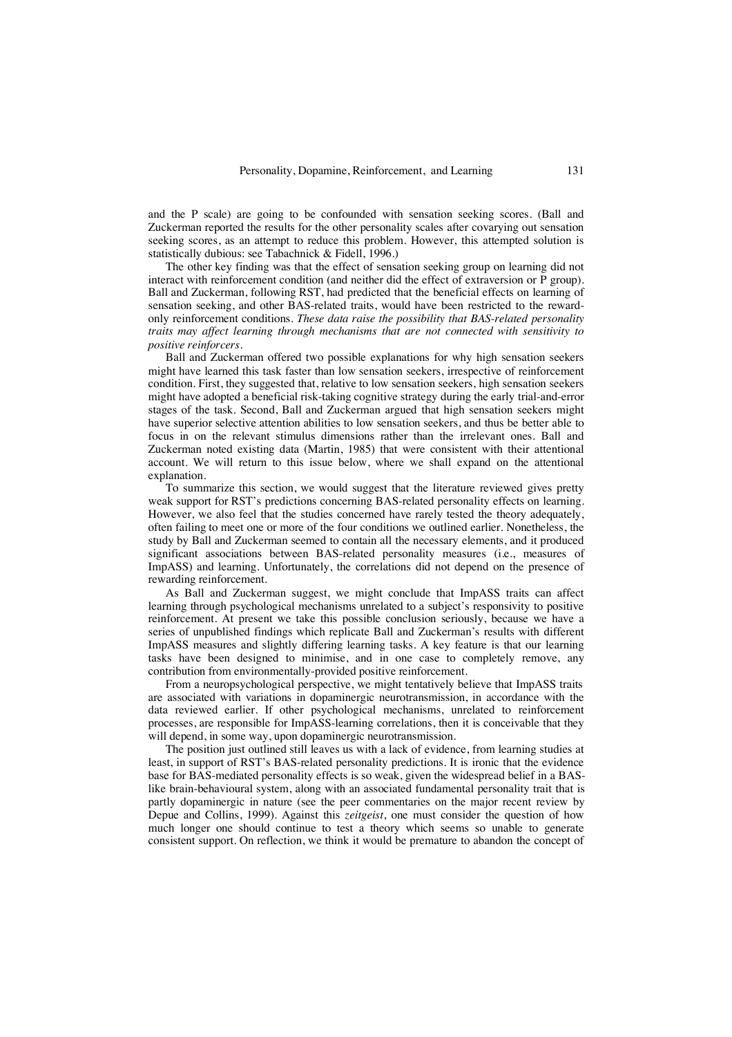and the P scale) are going to be confounded with sensation seeking scores. (Ball and Zuckerman reported the results for the other personality scales after covarying out sensation seeking scores, as an attempt to reduce this problem. However, this attempted solution is statistically dubious: see Tabachnick & Fidell, 1996.)

The other key finding was that the effect of sensation seeking group on learning did not interact with reinforcement condition (and neither did the effect of extraversion or P group). Ball and Zuckerman, following RST, had predicted that the beneficial effects on learning of sensation seeking, and other BAS-related traits, would have been restricted to the reward-only reinforcement conditions. *These data raise the possibility that BAS-related personality traits may affect learning through mechanisms that are not connected with sensitivity to positive reinforcers.*

Ball and Zuckerman offered two possible explanations for why high sensation seekers might have learned this task faster than low sensation seekers, irrespective of reinforcement condition. First, they suggested that, relative to low sensation seekers, high sensation seekers might have adopted a beneficial risk-taking cognitive strategy during the early trial-and-error stages of the task. Second, Ball and Zuckerman argued that high sensation seekers might have superior selective attention abilities to low sensation seekers, and thus be better able to focus in on the relevant stimulus dimensions rather than the irrelevant ones. Ball and Zuckerman noted existing data (Martin, 1985) that were consistent with their attentional account. We will return to this issue below, where we shall expand on the attentional explanation.

To summarize this section, we would suggest that the literature reviewed gives pretty weak support for RST's predictions concerning BAS-related personality effects on learning. However, we also feel that the studies concerned have rarely tested the theory adequately, often failing to meet one or more of the four conditions we outlined earlier. Nonetheless, the study by Ball and Zuckerman seemed to contain all the necessary elements, and it produced significant associations between BAS-related personality measures (i.e., measures of ImpASS) and learning. Unfortunately, the correlations did not depend on the presence of rewarding reinforcement.

As Ball and Zuckerman suggest, we might conclude that ImpASS traits can affect learning through psychological mechanisms unrelated to a subject's responsivity to positive reinforcement. At present we take this possible conclusion seriously, because we have a series of unpublished findings which replicate Ball and Zuckerman's results with different ImpASS measures and slightly differing learning tasks. A key feature is that our learning tasks have been designed to minimise, and in one case to completely remove, any contribution from environmentally-provided positive reinforcement.

From a neuropsychological perspective, we might tentatively believe that ImpASS traits are associated with variations in dopaminergic neurotransmission, in accordance with the data reviewed earlier. If other psychological mechanisms, unrelated to reinforcement processes, are responsible for ImpASS-learning correlations, then it is conceivable that they will depend, in some way, upon dopaminergic neurotransmission.

The position just outlined still leaves us with a lack of evidence, from learning studies at least, in support of RST's BAS-related personality predictions. It is ironic that the evidence base for BAS-mediated personality effects is so weak, given the widespread belief in a BAS-like brain-behavioural system, along with an associated fundamental personality trait that is partly dopaminergic in nature (see the peer commentaries on the major recent review by Depue and Collins, 1999). Against this *zeitgeist*, one must consider the question of how much longer one should continue to test a theory which seems so unable to generate consistent support. On reflection, we think it would be premature to abandon the concept of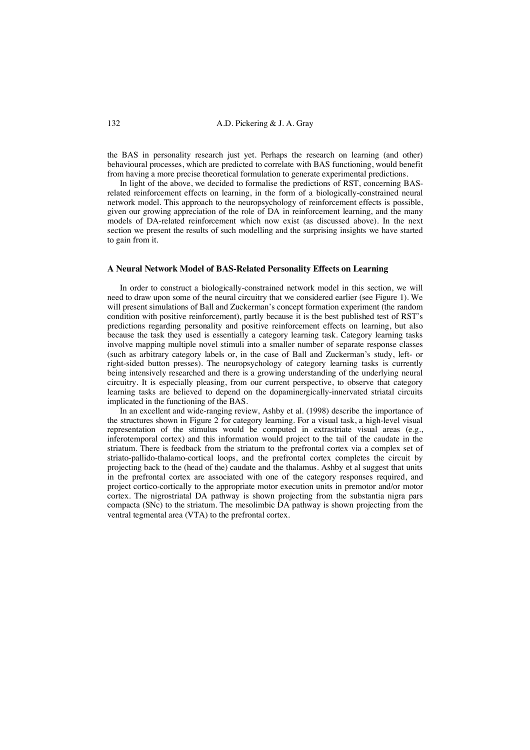the BAS in personality research just yet. Perhaps the research on learning (and other) behavioural processes, which are predicted to correlate with BAS functioning, would benefit from having a more precise theoretical formulation to generate experimental predictions.

In light of the above, we decided to formalise the predictions of RST, concerning BAS-related reinforcement effects on learning, in the form of a biologically-constrained neural network model. This approach to the neuropsychology of reinforcement effects is possible, given our growing appreciation of the role of DA in reinforcement learning, and the many models of DA-related reinforcement which now exist (as discussed above). In the next section we present the results of such modelling and the surprising insights we have started to gain from it.

### A Neural Network Model of BAS-Related Personality Effects on Learning

In order to construct a biologically-constrained network model in this section, we will need to draw upon some of the neural circuitry that we considered earlier (see Figure 1). We will present simulations of Ball and Zuckerman's concept formation experiment (the random condition with positive reinforcement), partly because it is the best published test of RST's predictions regarding personality and positive reinforcement effects on learning, but also because the task they used is essentially a category learning task. Category learning tasks involve mapping multiple novel stimuli into a smaller number of separate response classes (such as arbitrary category labels or, in the case of Ball and Zuckerman's study, left- or right-sided button presses). The neuropsychology of category learning tasks is currently being intensively researched and there is a growing understanding of the underlying neural circuitry. It is especially pleasing, from our current perspective, to observe that category learning tasks are believed to depend on the dopaminergically-innervated striatal circuits implicated in the functioning of the BAS.

In an excellent and wide-ranging review, Ashby et al. (1998) describe the importance of the structures shown in Figure 2 for category learning. For a visual task, a high-level visual representation of the stimulus would be computed in extrastriate visual areas (e.g., inferotemporal cortex) and this information would project to the tail of the caudate in the striatum. There is feedback from the striatum to the prefrontal cortex via a complex set of striato-pallido-thalamo-cortical loops, and the prefrontal cortex completes the circuit by projecting back to the (head of the) caudate and the thalamus. Ashby et al suggest that units in the prefrontal cortex are associated with one of the category responses required, and project cortico-cortically to the appropriate motor execution units in premotor and/or motor cortex. The nigrostriatal DA pathway is shown projecting from the substantia nigra pars compacta (SNc) to the striatum. The mesolimbic DA pathway is shown projecting from the ventral tegmental area (VTA) to the prefrontal cortex.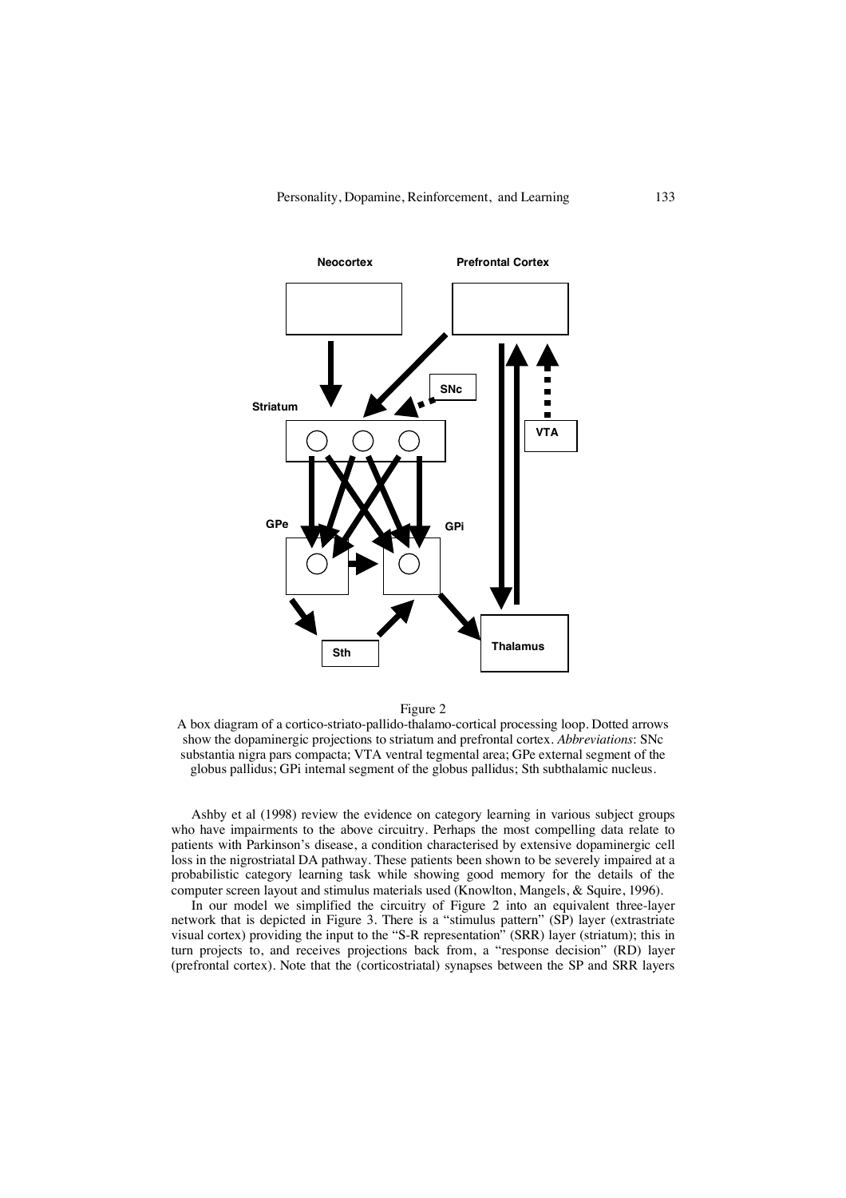Figure 2

A box diagram of a cortico-striato-pallido-thalamo-cortical processing loop. Dotted arrows show the dopaminergic projections to striatum and prefrontal cortex. *Abbreviations*: SNc substantia nigra pars compacta; VTA ventral tegmental area; GPe external segment of the globus pallidus; GPi internal segment of the globus pallidus; Sth subthalamic nucleus.

Ashby et al (1998) review the evidence on category learning in various subject groups who have impairments to the above circuitry. Perhaps the most compelling data relate to patients with Parkinson's disease, a condition characterised by extensive dopaminergic cell loss in the nigrostriatal DA pathway. These patients been shown to be severely impaired at a probabilistic category learning task while showing good memory for the details of the computer screen layout and stimulus materials used (Knowlton, Mangels, & Squire, 1996).

In our model we simplified the circuitry of Figure 2 into an equivalent three-layer network that is depicted in Figure 3. There is a "stimulus pattern" (SP) layer (extrastriate visual cortex) providing the input to the "S-R representation" (SRR) layer (striatum); this in turn projects to, and receives projections back from, a "response decision" (RD) layer (prefrontal cortex). Note that the (corticostriatal) synapses between the SP and SRR layers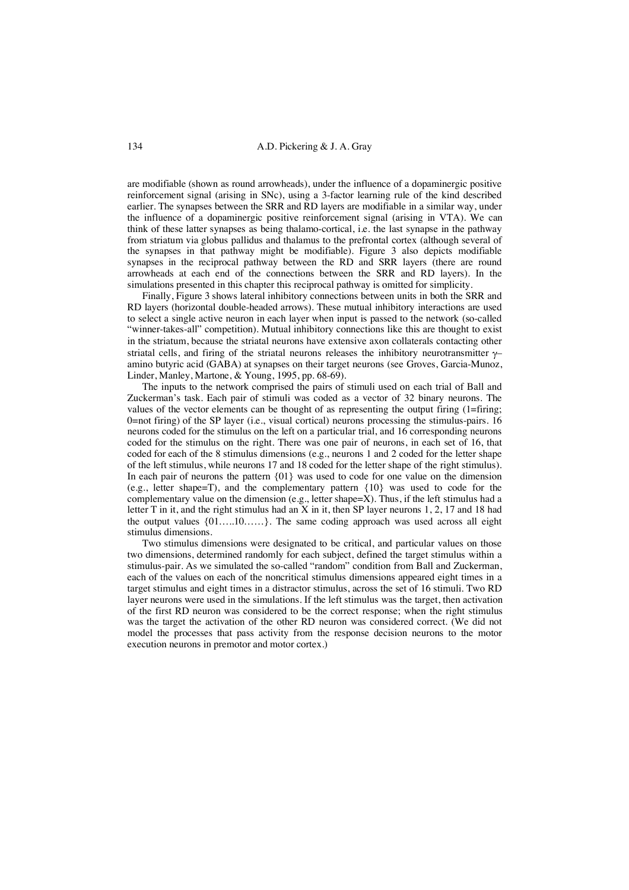are modifiable (shown as round arrowheads), under the influence of a dopaminergic positive reinforcement signal (arising in SNc), using a 3-factor learning rule of the kind described earlier. The synapses between the SRR and RD layers are modifiable in a similar way, under the influence of a dopaminergic positive reinforcement signal (arising in VTA). We can think of these latter synapses as being thalamo-cortical, i.e. the last synapse in the pathway from striatum via globus pallidus and thalamus to the prefrontal cortex (although several of the synapses in that pathway might be modifiable). Figure 3 also depicts modifiable synapses in the reciprocal pathway between the RD and SRR layers (there are round arrowheads at each end of the connections between the SRR and RD layers). In the simulations presented in this chapter this reciprocal pathway is omitted for simplicity.

Finally, Figure 3 shows lateral inhibitory connections between units in both the SRR and RD layers (horizontal double-headed arrows). These mutual inhibitory interactions are used to select a single active neuron in each layer when input is passed to the network (so-called "winner-takes-all" competition). Mutual inhibitory connections like this are thought to exist in the striatum, because the striatal neurons have extensive axon collaterals contacting other striatal cells, and firing of the striatal neurons releases the inhibitory neurotransmitter $\gamma$–amino butyric acid (GABA) at synapses on their target neurons (see Groves, Garcia-Munoz, Linder, Manley, Martone, & Young, 1995, pp. 68-69).

The inputs to the network comprised the pairs of stimuli used on each trial of Ball and Zuckerman's task. Each pair of stimuli was coded as a vector of 32 binary neurons. The values of the vector elements can be thought of as representing the output firing (1=firing; 0=not firing) of the SP layer (i.e., visual cortical) neurons processing the stimulus-pairs. 16 neurons coded for the stimulus on the left on a particular trial, and 16 corresponding neurons coded for the stimulus on the right. There was one pair of neurons, in each set of 16, that coded for each of the 8 stimulus dimensions (e.g., neurons 1 and 2 coded for the letter shape of the left stimulus, while neurons 17 and 18 coded for the letter shape of the right stimulus). In each pair of neurons the pattern {01} was used to code for one value on the dimension (e.g., letter shape=T), and the complementary pattern {10} was used to code for the complementary value on the dimension (e.g., letter shape=X). Thus, if the left stimulus had a letter T in it, and the right stimulus had an X in it, then SP layer neurons 1, 2, 17 and 18 had the output values {01…..10……}. The same coding approach was used across all eight stimulus dimensions.

Two stimulus dimensions were designated to be critical, and particular values on those two dimensions, determined randomly for each subject, defined the target stimulus within a stimulus-pair. As we simulated the so-called "random" condition from Ball and Zuckerman, each of the values on each of the noncritical stimulus dimensions appeared eight times in a target stimulus and eight times in a distractor stimulus, across the set of 16 stimuli. Two RD layer neurons were used in the simulations. If the left stimulus was the target, then activation of the first RD neuron was considered to be the correct response; when the right stimulus was the target the activation of the other RD neuron was considered correct. (We did not model the processes that pass activity from the response decision neurons to the motor execution neurons in premotor and motor cortex.)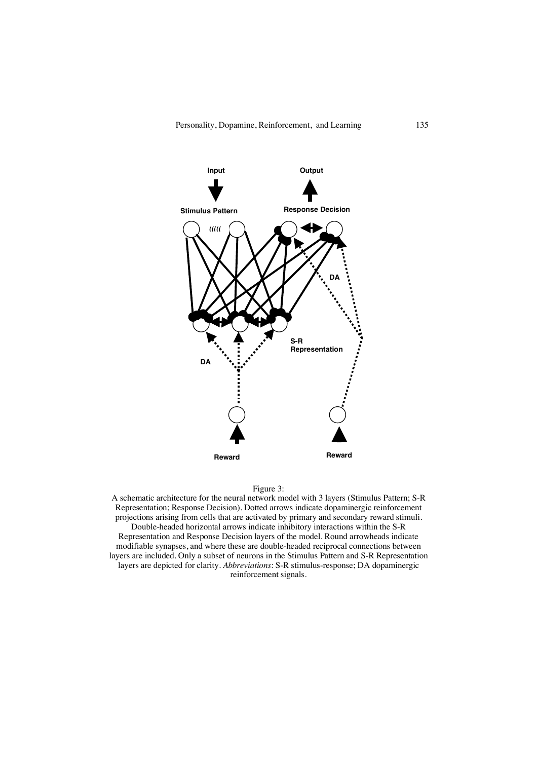Figure 3:
A schematic architecture for the neural network model with 3 layers (Stimulus Pattern; S-R Representation; Response Decision). Dotted arrows indicate dopaminergic reinforcement projections arising from cells that are activated by primary and secondary reward stimuli. Double-headed horizontal arrows indicate inhibitory interactions within the S-R Representation and Response Decision layers of the model. Round arrowheads indicate modifiable synapses, and where these are double-headed reciprocal connections between layers are included. Only a subset of neurons in the Stimulus Pattern and S-R Representation layers are depicted for clarity. *Abbreviations*: S-R stimulus-response; DA dopaminergic reinforcement signals.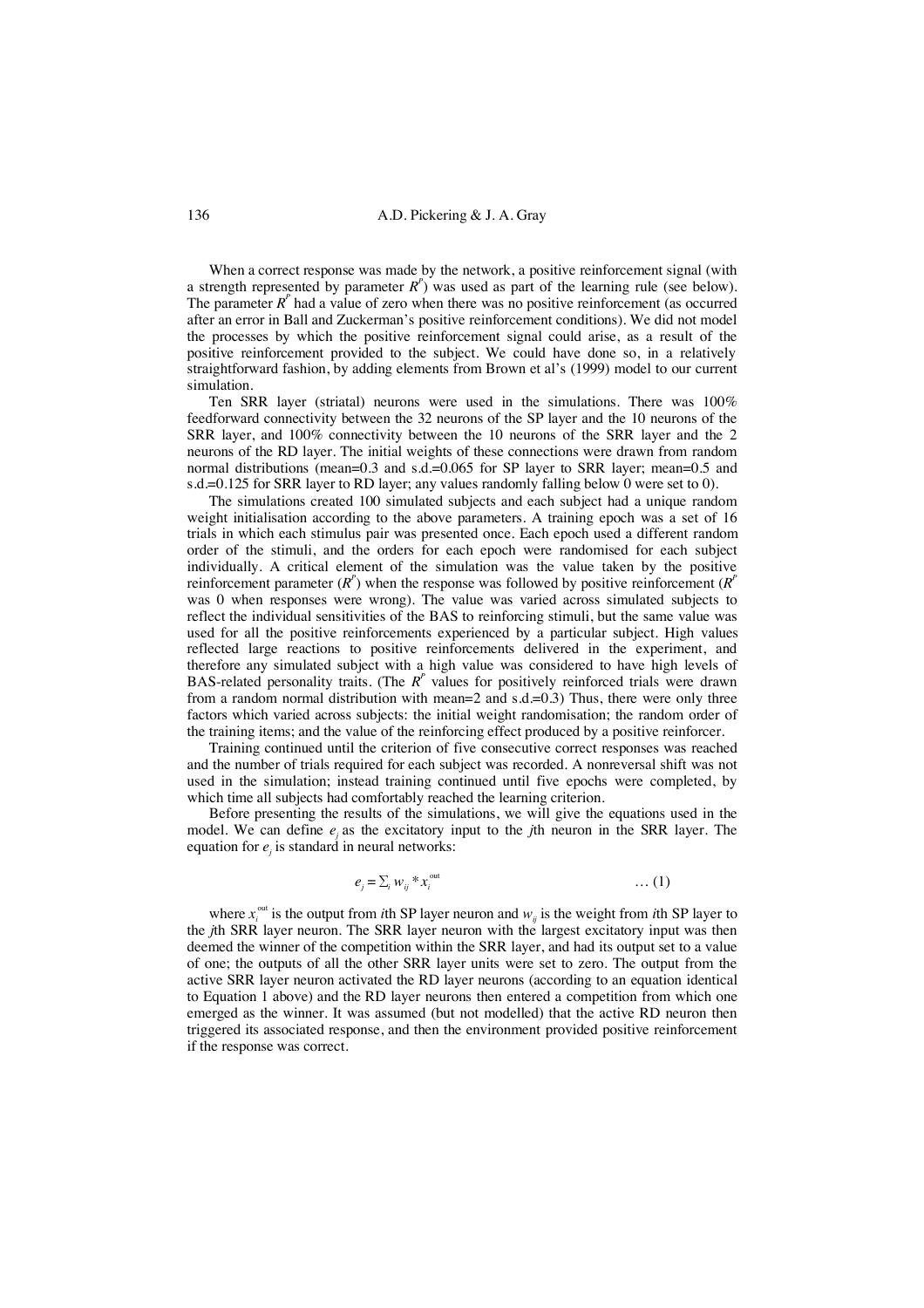When a correct response was made by the network, a positive reinforcement signal (with a strength represented by parameter $R^P$) was used as part of the learning rule (see below). The parameter $R^P$ had a value of zero when there was no positive reinforcement (as occurred after an error in Ball and Zuckerman's positive reinforcement conditions). We did not model the processes by which the positive reinforcement signal could arise, as a result of the positive reinforcement provided to the subject. We could have done so, in a relatively straightforward fashion, by adding elements from Brown et al's (1999) model to our current simulation.

Ten SRR layer (striatal) neurons were used in the simulations. There was 100% feedforward connectivity between the 32 neurons of the SP layer and the 10 neurons of the SRR layer, and 100% connectivity between the 10 neurons of the SRR layer and the 2 neurons of the RD layer. The initial weights of these connections were drawn from random normal distributions (mean=0.3 and s.d.=0.065 for SP layer to SRR layer; mean=0.5 and s.d.=0.125 for SRR layer to RD layer; any values randomly falling below 0 were set to 0).

The simulations created 100 simulated subjects and each subject had a unique random weight initialisation according to the above parameters. A training epoch was a set of 16 trials in which each stimulus pair was presented once. Each epoch used a different random order of the stimuli, and the orders for each epoch were randomised for each subject individually. A critical element of the simulation was the value taken by the positive reinforcement parameter ($R^P$) when the response was followed by positive reinforcement ($R^P$ was 0 when responses were wrong). The value was varied across simulated subjects to reflect the individual sensitivities of the BAS to reinforcing stimuli, but the same value was used for all the positive reinforcements experienced by a particular subject. High values reflected large reactions to positive reinforcements delivered in the experiment, and therefore any simulated subject with a high value was considered to have high levels of BAS-related personality traits. (The $R^P$ values for positively reinforced trials were drawn from a random normal distribution with mean=2 and s.d.=0.3) Thus, there were only three factors which varied across subjects: the initial weight randomisation; the random order of the training items; and the value of the reinforcing effect produced by a positive reinforcer.

Training continued until the criterion of five consecutive correct responses was reached and the number of trials required for each subject was recorded. A nonreversal shift was not used in the simulation; instead training continued until five epochs were completed, by which time all subjects had comfortably reached the learning criterion.

Before presenting the results of the simulations, we will give the equations used in the model. We can define $e_j$ as the excitatory input to the $j$th neuron in the SRR layer. The equation for $e_j$ is standard in neural networks:

$$e_j = \Sigma_i \, w_{ij} * x_i^{out} \qquad \ldots (1)$$

where $x_i^{out}$ is the output from $i$th SP layer neuron and $w_{ij}$ is the weight from $i$th SP layer to the $j$th SRR layer neuron. The SRR layer neuron with the largest excitatory input was then deemed the winner of the competition within the SRR layer, and had its output set to a value of one; the outputs of all the other SRR layer units were set to zero. The output from the active SRR layer neuron activated the RD layer neurons (according to an equation identical to Equation 1 above) and the RD layer neurons then entered a competition from which one emerged as the winner. It was assumed (but not modelled) that the active RD neuron then triggered its associated response, and then the environment provided positive reinforcement if the response was correct.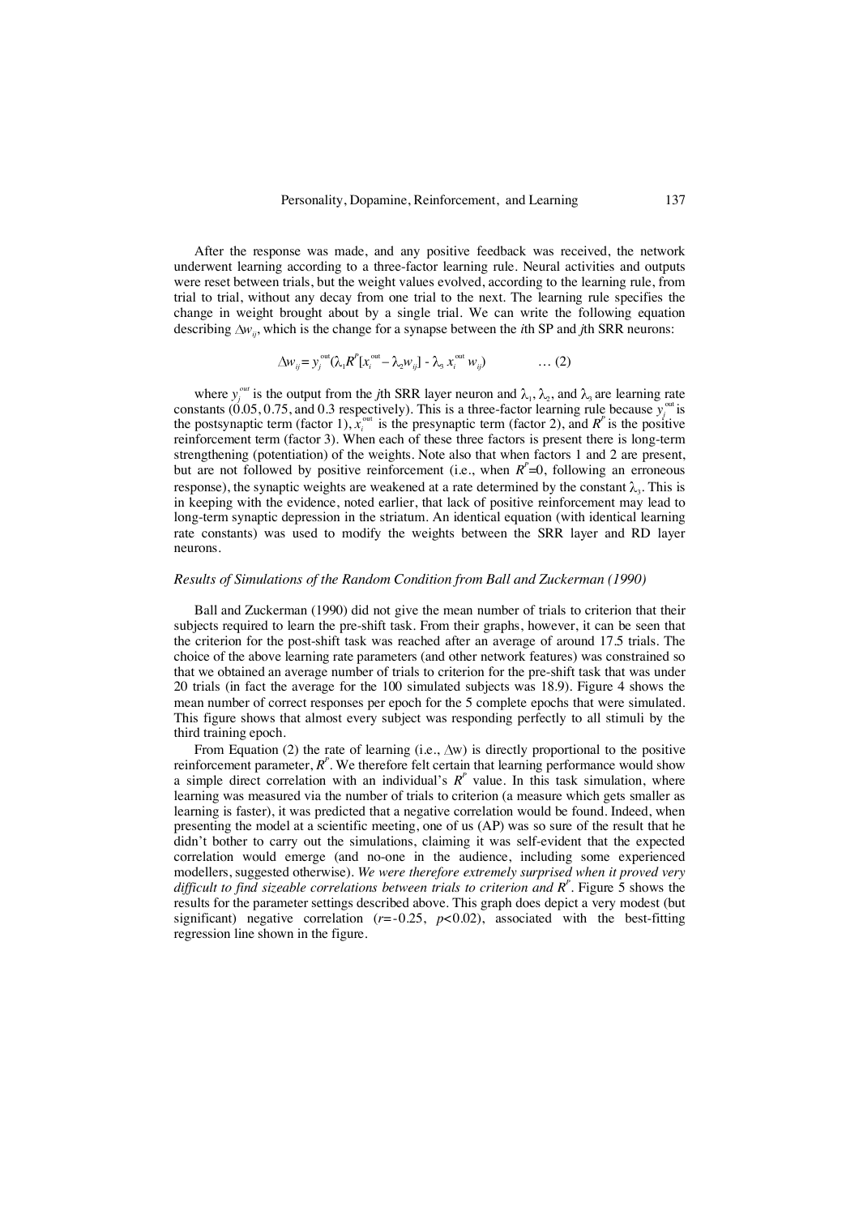After the response was made, and any positive feedback was received, the network underwent learning according to a three-factor learning rule. Neural activities and outputs were reset between trials, but the weight values evolved, according to the learning rule, from trial to trial, without any decay from one trial to the next. The learning rule specifies the change in weight brought about by a single trial. We can write the following equation describing $\Delta w_{ij}$, which is the change for a synapse between the *i*th SP and *j*th SRR neurons:

$$\Delta w_{ij} = y_j^{out}(\lambda_1 R^P[x_i^{out} - \lambda_2 w_{ij}] - \lambda_3\, x_i^{out}\, w_{ij}) \qquad \ldots (2)$$

where $y_j^{out}$ is the output from the *j*th SRR layer neuron and $\lambda_1$, $\lambda_2$, and $\lambda_3$ are learning rate constants (0.05, 0.75, and 0.3 respectively). This is a three-factor learning rule because $y_j^{out}$ is the postsynaptic term (factor 1), $x_i^{out}$ is the presynaptic term (factor 2), and $R^P$ is the positive reinforcement term (factor 3). When each of these three factors is present there is long-term strengthening (potentiation) of the weights. Note also that when factors 1 and 2 are present, but are not followed by positive reinforcement (i.e., when $R^P$=0, following an erroneous response), the synaptic weights are weakened at a rate determined by the constant $\lambda_3$. This is in keeping with the evidence, noted earlier, that lack of positive reinforcement may lead to long-term synaptic depression in the striatum. An identical equation (with identical learning rate constants) was used to modify the weights between the SRR layer and RD layer neurons.

### *Results of Simulations of the Random Condition from Ball and Zuckerman (1990)*

Ball and Zuckerman (1990) did not give the mean number of trials to criterion that their subjects required to learn the pre-shift task. From their graphs, however, it can be seen that the criterion for the post-shift task was reached after an average of around 17.5 trials. The choice of the above learning rate parameters (and other network features) was constrained so that we obtained an average number of trials to criterion for the pre-shift task that was under 20 trials (in fact the average for the 100 simulated subjects was 18.9). Figure 4 shows the mean number of correct responses per epoch for the 5 complete epochs that were simulated. This figure shows that almost every subject was responding perfectly to all stimuli by the third training epoch.

From Equation (2) the rate of learning (i.e., $\Delta$w) is directly proportional to the positive reinforcement parameter, $R^P$. We therefore felt certain that learning performance would show a simple direct correlation with an individual's $R^P$ value. In this task simulation, where learning was measured via the number of trials to criterion (a measure which gets smaller as learning is faster), it was predicted that a negative correlation would be found. Indeed, when presenting the model at a scientific meeting, one of us (AP) was so sure of the result that he didn't bother to carry out the simulations, claiming it was self-evident that the expected correlation would emerge (and no-one in the audience, including some experienced modellers, suggested otherwise). *We were therefore extremely surprised when it proved very difficult to find sizeable correlations between trials to criterion and $R^P$*. Figure 5 shows the results for the parameter settings described above. This graph does depict a very modest (but significant) negative correlation ($r$=-0.25, $p$<0.02), associated with the best-fitting regression line shown in the figure.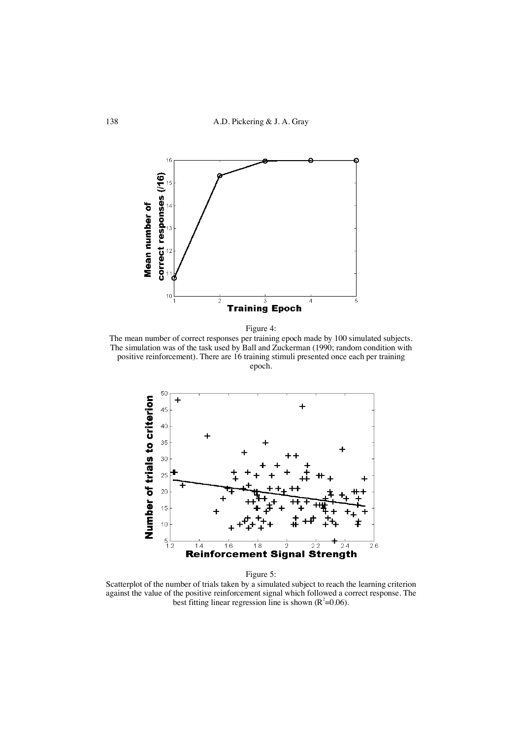Figure 4:
The mean number of correct responses per training epoch made by 100 simulated subjects. The simulation was of the task used by Ball and Zuckerman (1990; random condition with positive reinforcement). There are 16 training stimuli presented once each per training epoch.

Figure 5:
Scatterplot of the number of trials taken by a simulated subject to reach the learning criterion against the value of the positive reinforcement signal which followed a correct response. The best fitting linear regression line is shown ($R^2$=0.06).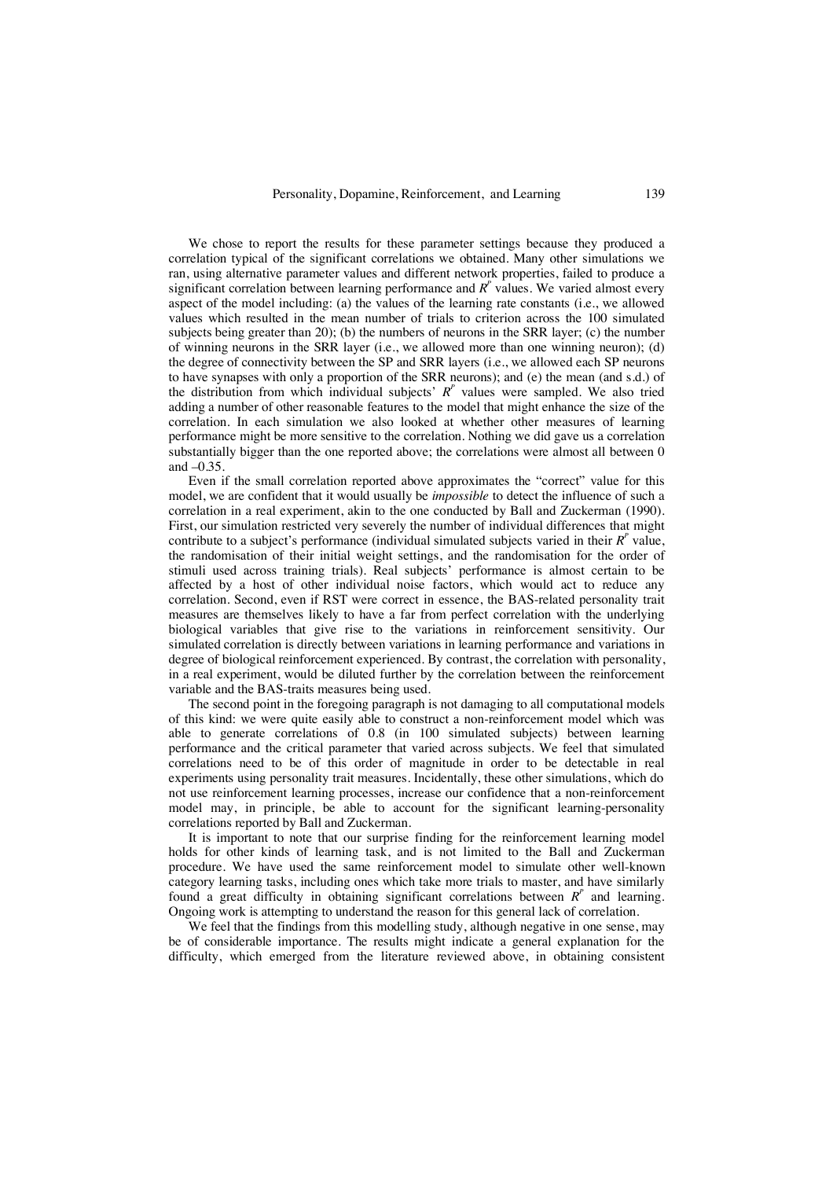We chose to report the results for these parameter settings because they produced a correlation typical of the significant correlations we obtained. Many other simulations we ran, using alternative parameter values and different network properties, failed to produce a significant correlation between learning performance and $R^P$ values. We varied almost every aspect of the model including: (a) the values of the learning rate constants (i.e., we allowed values which resulted in the mean number of trials to criterion across the 100 simulated subjects being greater than 20); (b) the numbers of neurons in the SRR layer; (c) the number of winning neurons in the SRR layer (i.e., we allowed more than one winning neuron); (d) the degree of connectivity between the SP and SRR layers (i.e., we allowed each SP neurons to have synapses with only a proportion of the SRR neurons); and (e) the mean (and s.d.) of the distribution from which individual subjects' $R^P$ values were sampled. We also tried adding a number of other reasonable features to the model that might enhance the size of the correlation. In each simulation we also looked at whether other measures of learning performance might be more sensitive to the correlation. Nothing we did gave us a correlation substantially bigger than the one reported above; the correlations were almost all between 0 and –0.35.

Even if the small correlation reported above approximates the "correct" value for this model, we are confident that it would usually be *impossible* to detect the influence of such a correlation in a real experiment, akin to the one conducted by Ball and Zuckerman (1990). First, our simulation restricted very severely the number of individual differences that might contribute to a subject's performance (individual simulated subjects varied in their $R^P$ value, the randomisation of their initial weight settings, and the randomisation for the order of stimuli used across training trials). Real subjects' performance is almost certain to be affected by a host of other individual noise factors, which would act to reduce any correlation. Second, even if RST were correct in essence, the BAS-related personality trait measures are themselves likely to have a far from perfect correlation with the underlying biological variables that give rise to the variations in reinforcement sensitivity. Our simulated correlation is directly between variations in learning performance and variations in degree of biological reinforcement experienced. By contrast, the correlation with personality, in a real experiment, would be diluted further by the correlation between the reinforcement variable and the BAS-traits measures being used.

The second point in the foregoing paragraph is not damaging to all computational models of this kind: we were quite easily able to construct a non-reinforcement model which was able to generate correlations of 0.8 (in 100 simulated subjects) between learning performance and the critical parameter that varied across subjects. We feel that simulated correlations need to be of this order of magnitude in order to be detectable in real experiments using personality trait measures. Incidentally, these other simulations, which do not use reinforcement learning processes, increase our confidence that a non-reinforcement model may, in principle, be able to account for the significant learning-personality correlations reported by Ball and Zuckerman.

It is important to note that our surprise finding for the reinforcement learning model holds for other kinds of learning task, and is not limited to the Ball and Zuckerman procedure. We have used the same reinforcement model to simulate other well-known category learning tasks, including ones which take more trials to master, and have similarly found a great difficulty in obtaining significant correlations between $R^P$ and learning. Ongoing work is attempting to understand the reason for this general lack of correlation.

We feel that the findings from this modelling study, although negative in one sense, may be of considerable importance. The results might indicate a general explanation for the difficulty, which emerged from the literature reviewed above, in obtaining consistent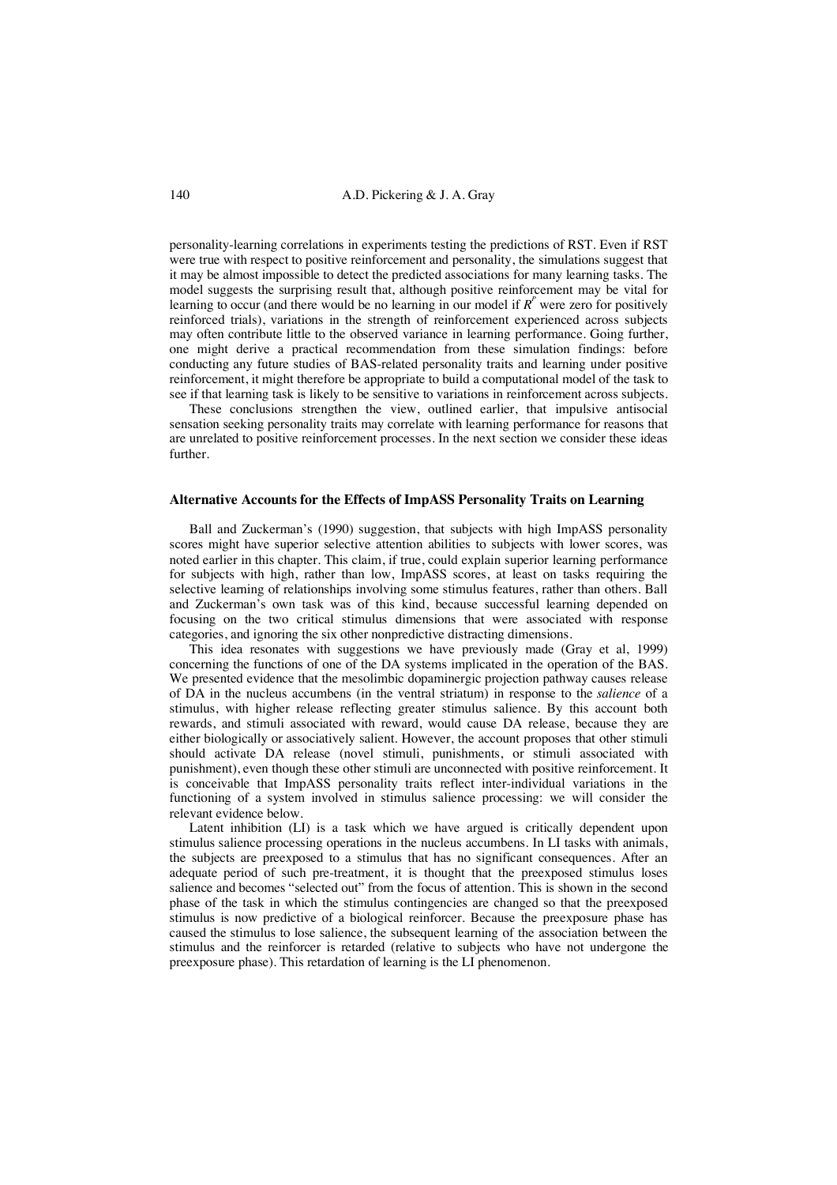personality-learning correlations in experiments testing the predictions of RST. Even if RST were true with respect to positive reinforcement and personality, the simulations suggest that it may be almost impossible to detect the predicted associations for many learning tasks. The model suggests the surprising result that, although positive reinforcement may be vital for learning to occur (and there would be no learning in our model if $R^P$ were zero for positively reinforced trials), variations in the strength of reinforcement experienced across subjects may often contribute little to the observed variance in learning performance. Going further, one might derive a practical recommendation from these simulation findings: before conducting any future studies of BAS-related personality traits and learning under positive reinforcement, it might therefore be appropriate to build a computational model of the task to see if that learning task is likely to be sensitive to variations in reinforcement across subjects.

These conclusions strengthen the view, outlined earlier, that impulsive antisocial sensation seeking personality traits may correlate with learning performance for reasons that are unrelated to positive reinforcement processes. In the next section we consider these ideas further.

### Alternative Accounts for the Effects of ImpASS Personality Traits on Learning

Ball and Zuckerman's (1990) suggestion, that subjects with high ImpASS personality scores might have superior selective attention abilities to subjects with lower scores, was noted earlier in this chapter. This claim, if true, could explain superior learning performance for subjects with high, rather than low, ImpASS scores, at least on tasks requiring the selective learning of relationships involving some stimulus features, rather than others. Ball and Zuckerman's own task was of this kind, because successful learning depended on focusing on the two critical stimulus dimensions that were associated with response categories, and ignoring the six other nonpredictive distracting dimensions.

This idea resonates with suggestions we have previously made (Gray et al, 1999) concerning the functions of one of the DA systems implicated in the operation of the BAS. We presented evidence that the mesolimbic dopaminergic projection pathway causes release of DA in the nucleus accumbens (in the ventral striatum) in response to the *salience* of a stimulus, with higher release reflecting greater stimulus salience. By this account both rewards, and stimuli associated with reward, would cause DA release, because they are either biologically or associatively salient. However, the account proposes that other stimuli should activate DA release (novel stimuli, punishments, or stimuli associated with punishment), even though these other stimuli are unconnected with positive reinforcement. It is conceivable that ImpASS personality traits reflect inter-individual variations in the functioning of a system involved in stimulus salience processing: we will consider the relevant evidence below.

Latent inhibition (LI) is a task which we have argued is critically dependent upon stimulus salience processing operations in the nucleus accumbens. In LI tasks with animals, the subjects are preexposed to a stimulus that has no significant consequences. After an adequate period of such pre-treatment, it is thought that the preexposed stimulus loses salience and becomes "selected out" from the focus of attention. This is shown in the second phase of the task in which the stimulus contingencies are changed so that the preexposed stimulus is now predictive of a biological reinforcer. Because the preexposure phase has caused the stimulus to lose salience, the subsequent learning of the association between the stimulus and the reinforcer is retarded (relative to subjects who have not undergone the preexposure phase). This retardation of learning is the LI phenomenon.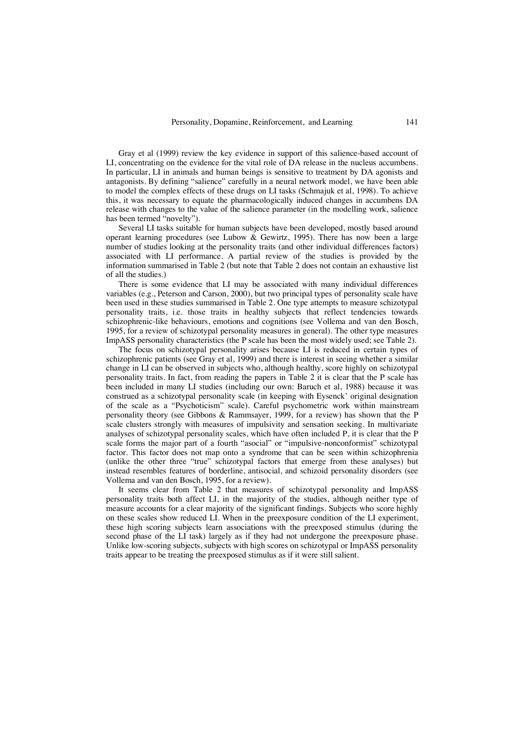Gray et al (1999) review the key evidence in support of this salience-based account of LI, concentrating on the evidence for the vital role of DA release in the nucleus accumbens. In particular, LI in animals and human beings is sensitive to treatment by DA agonists and antagonists. By defining "salience" carefully in a neural network model, we have been able to model the complex effects of these drugs on LI tasks (Schmajuk et al, 1998). To achieve this, it was necessary to equate the pharmacologically induced changes in accumbens DA release with changes to the value of the salience parameter (in the modelling work, salience has been termed "novelty").

Several LI tasks suitable for human subjects have been developed, mostly based around operant learning procedures (see Lubow & Gewirtz, 1995). There has now been a large number of studies looking at the personality traits (and other individual differences factors) associated with LI performance. A partial review of the studies is provided by the information summarised in Table 2 (but note that Table 2 does not contain an exhaustive list of all the studies.)

There is some evidence that LI may be associated with many individual differences variables (e.g., Peterson and Carson, 2000), but two principal types of personality scale have been used in these studies summarised in Table 2. One type attempts to measure schizotypal personality traits, i.e. those traits in healthy subjects that reflect tendencies towards schizophrenic-like behaviours, emotions and cognitions (see Vollema and van den Bosch, 1995, for a review of schizotypal personality measures in general). The other type measures ImpASS personality characteristics (the P scale has been the most widely used; see Table 2).

The focus on schizotypal personality arises because LI is reduced in certain types of schizophrenic patients (see Gray et al, 1999) and there is interest in seeing whether a similar change in LI can be observed in subjects who, although healthy, score highly on schizotypal personality traits. In fact, from reading the papers in Table 2 it is clear that the P scale has been included in many LI studies (including our own: Baruch et al, 1988) because it was construed as a schizotypal personality scale (in keeping with Eysenck' original designation of the scale as a "Psychoticism" scale). Careful psychometric work within mainstream personality theory (see Gibbons & Rammsayer, 1999, for a review) has shown that the P scale clusters strongly with measures of impulsivity and sensation seeking. In multivariate analyses of schizotypal personality scales, which have often included P, it is clear that the P scale forms the major part of a fourth "asocial" or "impulsive-nonconformist" schizotypal factor. This factor does not map onto a syndrome that can be seen within schizophrenia (unlike the other three "true" schizotypal factors that emerge from these analyses) but instead resembles features of borderline, antisocial, and schizoid personality disorders (see Vollema and van den Bosch, 1995, for a review).

It seems clear from Table 2 that measures of schizotypal personality and ImpASS personality traits both affect LI, in the majority of the studies, although neither type of measure accounts for a clear majority of the significant findings. Subjects who score highly on these scales show reduced LI. When in the preexposure condition of the LI experiment, these high scoring subjects learn associations with the preexposed stimulus (during the second phase of the LI task) largely as if they had not undergone the preexposure phase. Unlike low-scoring subjects, subjects with high scores on schizotypal or ImpASS personality traits appear to be treating the preexposed stimulus as if it were still salient.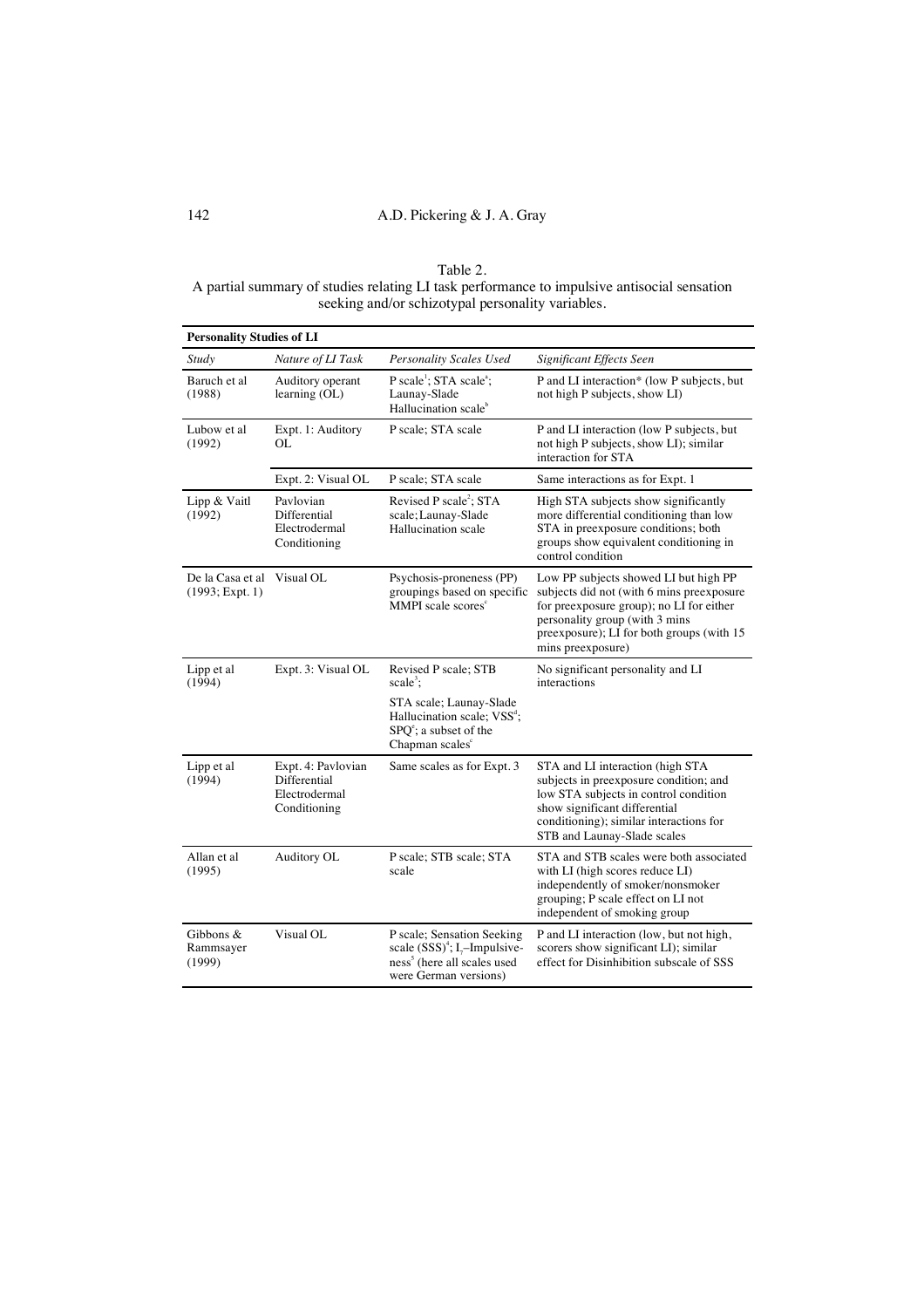Table 2.
A partial summary of studies relating LI task performance to impulsive antisocial sensation seeking and/or schizotypal personality variables.

| **Personality Studies of LI** | | | |
|---|---|---|---|
| *Study* | *Nature of LI Task* | *Personality Scales Used* | *Significant Effects Seen* |
| Baruch et al (1988) | Auditory operant learning (OL) | P scale[1]; STA scale[a]; Launay-Slade Hallucination scale[b] | P and LI interaction* (low P subjects, but not high P subjects, show LI) |
| Lubow et al (1992) | Expt. 1: Auditory OL | P scale; STA scale | P and LI interaction (low P subjects, but not high P subjects, show LI); similar interaction for STA |
| | Expt. 2: Visual OL | P scale; STA scale | Same interactions as for Expt. 1 |
| Lipp & Vaitl (1992) | Pavlovian Differential Electrodermal Conditioning | Revised P scale[2]; STA scale; Launay-Slade Hallucination scale | High STA subjects show significantly more differential conditioning than low STA in preexposure conditions; both groups show equivalent conditioning in control condition |
| De la Casa et al (1993; Expt. 1) | Visual OL | Psychosis-proneness (PP) groupings based on specific MMPI scale scores[c] | Low PP subjects showed LI but high PP subjects did not (with 6 mins preexposure for preexposure group); no LI for either personality group (with 3 mins preexposure); LI for both groups (with 15 mins preexposure) |
| Lipp et al (1994) | Expt. 3: Visual OL | Revised P scale; STB scale[3]; STA scale; Launay-Slade Hallucination scale; VSS[d]; SPQ[e]; a subset of the Chapman scales[c] | No significant personality and LI interactions |
| Lipp et al (1994) | Expt. 4: Pavlovian Differential Electrodermal Conditioning | Same scales as for Expt. 3 | STA and LI interaction (high STA subjects in preexposure condition; and low STA subjects in control condition show significant differential conditioning); similar interactions for STB and Launay-Slade scales |
| Allan et al (1995) | Auditory OL | P scale; STB scale; STA scale | STA and STB scales were both associated with LI (high scores reduce LI) independently of smoker/nonsmoker grouping; P scale effect on LI not independent of smoking group |
| Gibbons & Rammsayer (1999) | Visual OL | P scale; Sensation Seeking scale (SSS)[4]; $I_7$–Impulsiveness[5] (here all scales used were German versions) | P and LI interaction (low, but not high, scorers show significant LI); similar effect for Disinhibition subscale of SSS |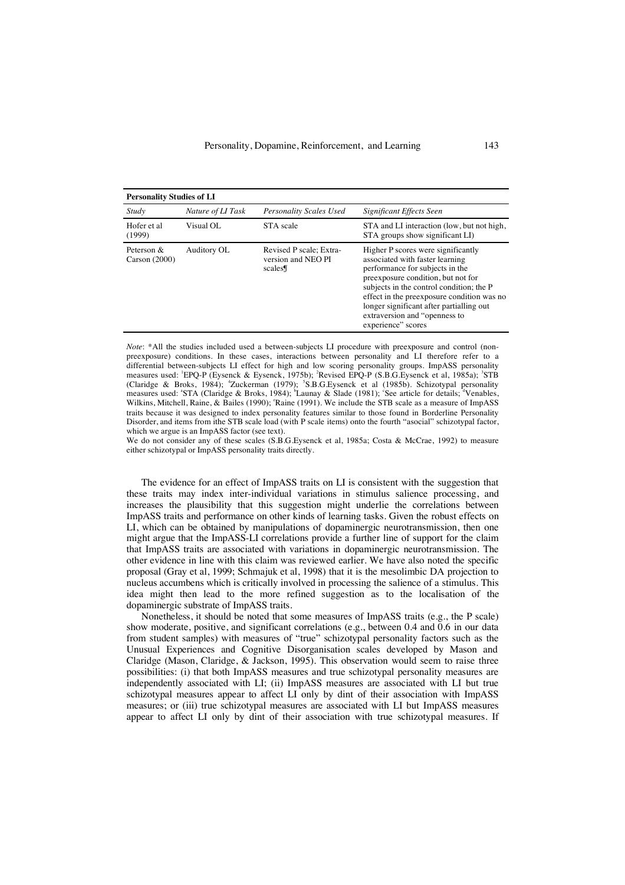**Personality Studies of LI**

| *Study* | *Nature of LI Task* | *Personality Scales Used* | *Significant Effects Seen* |
|---|---|---|---|
| Hofer et al (1999) | Visual OL | STA scale | STA and LI interaction (low, but not high, STA groups show significant LI) |
| Peterson & Carson (2000) | Auditory OL | Revised P scale; Extraversion and NEO PI scales¶ | Higher P scores were significantly associated with faster learning performance for subjects in the preexposure condition, but not for subjects in the control condition; the P effect in the preexposure condition was no longer significant after partialling out extraversion and "openness to experience" scores |

*Note*: \*All the studies included used a between-subjects LI procedure with preexposure and control (non-preexposure) conditions. In these cases, interactions between personality and LI therefore refer to a differential between-subjects LI effect for high and low scoring personality groups. ImpASS personality measures used: [1]EPQ-P (Eysenck & Eysenck, 1975b); [2]Revised EPQ-P (S.B.G.Eysenck et al, 1985a); [3]STB (Claridge & Broks, 1984); [4]Zuckerman (1979); [5]S.B.G.Eysenck et al (1985b). Schizotypal personality measures used: [a]STA (Claridge & Broks, 1984); [b]Launay & Slade (1981); [c]See article for details; [d]Venables, Wilkins, Mitchell, Raine, & Bailes (1990); [e]Raine (1991). We include the STB scale as a measure of ImpASS traits because it was designed to index personality features similar to those found in Borderline Personality Disorder, and items from ithe STB scale load (with P scale items) onto the fourth "asocial" schizotypal factor, which we argue is an ImpASS factor (see text).

We do not consider any of these scales (S.B.G.Eysenck et al, 1985a; Costa & McCrae, 1992) to measure either schizotypal or ImpASS personality traits directly.

The evidence for an effect of ImpASS traits on LI is consistent with the suggestion that these traits may index inter-individual variations in stimulus salience processing, and increases the plausibility that this suggestion might underlie the correlations between ImpASS traits and performance on other kinds of learning tasks. Given the robust effects on LI, which can be obtained by manipulations of dopaminergic neurotransmission, then one might argue that the ImpASS-LI correlations provide a further line of support for the claim that ImpASS traits are associated with variations in dopaminergic neurotransmission. The other evidence in line with this claim was reviewed earlier. We have also noted the specific proposal (Gray et al, 1999; Schmajuk et al, 1998) that it is the mesolimbic DA projection to nucleus accumbens which is critically involved in processing the salience of a stimulus. This idea might then lead to the more refined suggestion as to the localisation of the dopaminergic substrate of ImpASS traits.

Nonetheless, it should be noted that some measures of ImpASS traits (e.g., the P scale) show moderate, positive, and significant correlations (e.g., between 0.4 and 0.6 in our data from student samples) with measures of "true" schizotypal personality factors such as the Unusual Experiences and Cognitive Disorganisation scales developed by Mason and Claridge (Mason, Claridge, & Jackson, 1995). This observation would seem to raise three possibilities: (i) that both ImpASS measures and true schizotypal personality measures are independently associated with LI; (ii) ImpASS measures are associated with LI but true schizotypal measures appear to affect LI only by dint of their association with ImpASS measures; or (iii) true schizotypal measures are associated with LI but ImpASS measures appear to affect LI only by dint of their association with true schizotypal measures. If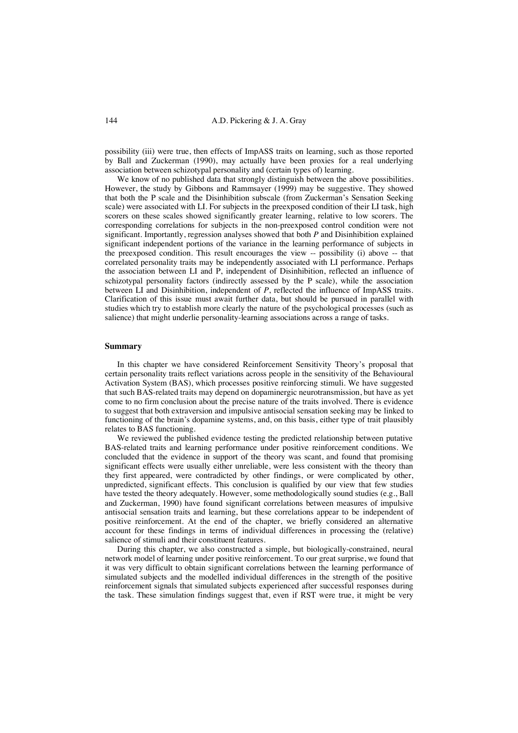possibility (iii) were true, then effects of ImpASS traits on learning, such as those reported by Ball and Zuckerman (1990), may actually have been proxies for a real underlying association between schizotypal personality and (certain types of) learning.

We know of no published data that strongly distinguish between the above possibilities. However, the study by Gibbons and Rammsayer (1999) may be suggestive. They showed that both the P scale and the Disinhibition subscale (from Zuckerman's Sensation Seeking scale) were associated with LI. For subjects in the preexposed condition of their LI task, high scorers on these scales showed significantly greater learning, relative to low scorers. The corresponding correlations for subjects in the non-preexposed control condition were not significant. Importantly, regression analyses showed that both *P* and Disinhibition explained significant independent portions of the variance in the learning performance of subjects in the preexposed condition. This result encourages the view -- possibility (i) above -- that correlated personality traits may be independently associated with LI performance. Perhaps the association between LI and P, independent of Disinhibition, reflected an influence of schizotypal personality factors (indirectly assessed by the P scale), while the association between LI and Disinhibition, independent of *P*, reflected the influence of ImpASS traits. Clarification of this issue must await further data, but should be pursued in parallel with studies which try to establish more clearly the nature of the psychological processes (such as salience) that might underlie personality-learning associations across a range of tasks.

## Summary

In this chapter we have considered Reinforcement Sensitivity Theory's proposal that certain personality traits reflect variations across people in the sensitivity of the Behavioural Activation System (BAS), which processes positive reinforcing stimuli. We have suggested that such BAS-related traits may depend on dopaminergic neurotransmission, but have as yet come to no firm conclusion about the precise nature of the traits involved. There is evidence to suggest that both extraversion and impulsive antisocial sensation seeking may be linked to functioning of the brain's dopamine systems, and, on this basis, either type of trait plausibly relates to BAS functioning.

We reviewed the published evidence testing the predicted relationship between putative BAS-related traits and learning performance under positive reinforcement conditions. We concluded that the evidence in support of the theory was scant, and found that promising significant effects were usually either unreliable, were less consistent with the theory than they first appeared, were contradicted by other findings, or were complicated by other, unpredicted, significant effects. This conclusion is qualified by our view that few studies have tested the theory adequately. However, some methodologically sound studies (e.g., Ball and Zuckerman, 1990) have found significant correlations between measures of impulsive antisocial sensation traits and learning, but these correlations appear to be independent of positive reinforcement. At the end of the chapter, we briefly considered an alternative account for these findings in terms of individual differences in processing the (relative) salience of stimuli and their constituent features.

During this chapter, we also constructed a simple, but biologically-constrained, neural network model of learning under positive reinforcement. To our great surprise, we found that it was very difficult to obtain significant correlations between the learning performance of simulated subjects and the modelled individual differences in the strength of the positive reinforcement signals that simulated subjects experienced after successful responses during the task. These simulation findings suggest that, even if RST were true, it might be very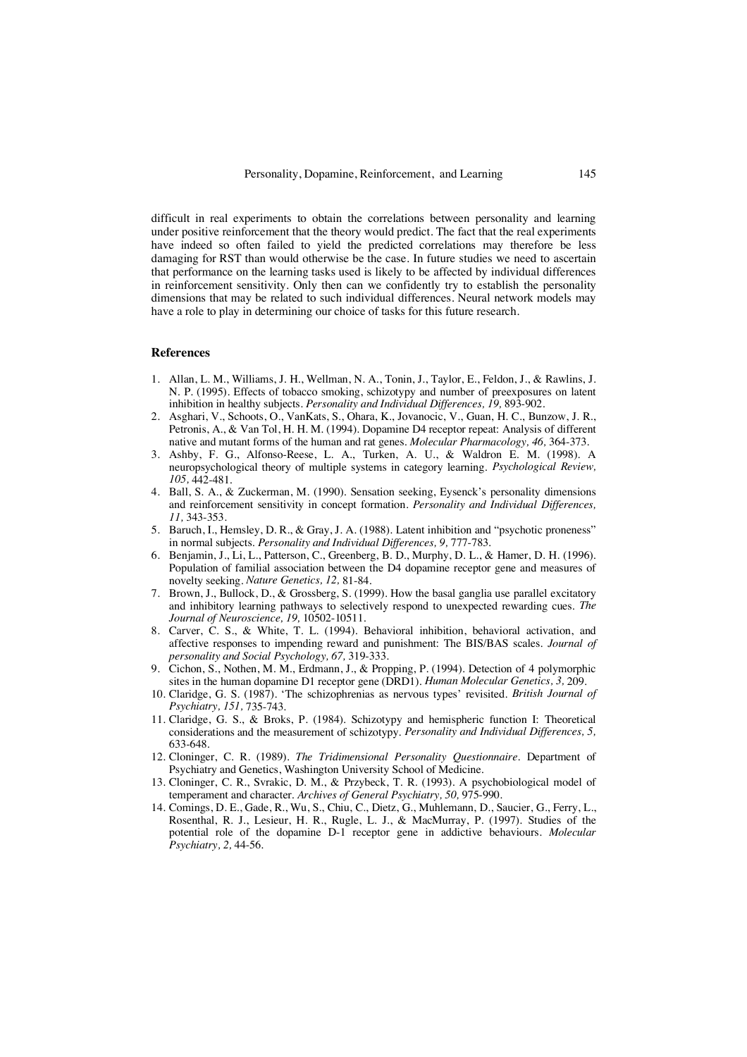difficult in real experiments to obtain the correlations between personality and learning under positive reinforcement that the theory would predict. The fact that the real experiments have indeed so often failed to yield the predicted correlations may therefore be less damaging for RST than would otherwise be the case. In future studies we need to ascertain that performance on the learning tasks used is likely to be affected by individual differences in reinforcement sensitivity. Only then can we confidently try to establish the personality dimensions that may be related to such individual differences. Neural network models may have a role to play in determining our choice of tasks for this future research.

## References

1. Allan, L. M., Williams, J. H., Wellman, N. A., Tonin, J., Taylor, E., Feldon, J., & Rawlins, J. N. P. (1995). Effects of tobacco smoking, schizotypy and number of preexposures on latent inhibition in healthy subjects. *Personality and Individual Differences, 19,* 893-902.
2. Asghari, V., Schoots, O., VanKats, S., Ohara, K., Jovanocic, V., Guan, H. C., Bunzow, J. R., Petronis, A., & Van Tol, H. H. M. (1994). Dopamine D4 receptor repeat: Analysis of different native and mutant forms of the human and rat genes. *Molecular Pharmacology, 46,* 364-373.
3. Ashby, F. G., Alfonso-Reese, L. A., Turken, A. U., & Waldron E. M. (1998). A neuropsychological theory of multiple systems in category learning. *Psychological Review, 105,* 442-481.
4. Ball, S. A., & Zuckerman, M. (1990). Sensation seeking, Eysenck's personality dimensions and reinforcement sensitivity in concept formation. *Personality and Individual Differences, 11,* 343-353.
5. Baruch, I., Hemsley, D. R., & Gray, J. A. (1988). Latent inhibition and "psychotic proneness" in normal subjects. *Personality and Individual Differences, 9,* 777-783.
6. Benjamin, J., Li, L., Patterson, C., Greenberg, B. D., Murphy, D. L., & Hamer, D. H. (1996). Population of familial association between the D4 dopamine receptor gene and measures of novelty seeking. *Nature Genetics, 12,* 81-84.
7. Brown, J., Bullock, D., & Grossberg, S. (1999). How the basal ganglia use parallel excitatory and inhibitory learning pathways to selectively respond to unexpected rewarding cues. *The Journal of Neuroscience, 19,* 10502-10511.
8. Carver, C. S., & White, T. L. (1994). Behavioral inhibition, behavioral activation, and affective responses to impending reward and punishment: The BIS/BAS scales. *Journal of personality and Social Psychology, 67,* 319-333.
9. Cichon, S., Nothen, M. M., Erdmann, J., & Propping, P. (1994). Detection of 4 polymorphic sites in the human dopamine D1 receptor gene (DRD1). *Human Molecular Genetics, 3,* 209.
10. Claridge, G. S. (1987). 'The schizophrenias as nervous types' revisited. *British Journal of Psychiatry, 151,* 735-743.
11. Claridge, G. S., & Broks, P. (1984). Schizotypy and hemispheric function I: Theoretical considerations and the measurement of schizotypy. *Personality and Individual Differences, 5,* 633-648.
12. Cloninger, C. R. (1989). *The Tridimensional Personality Questionnaire*. Department of Psychiatry and Genetics, Washington University School of Medicine.
13. Cloninger, C. R., Svrakic, D. M., & Przybeck, T. R. (1993). A psychobiological model of temperament and character. *Archives of General Psychiatry, 50,* 975-990.
14. Comings, D. E., Gade, R., Wu, S., Chiu, C., Dietz, G., Muhlemann, D., Saucier, G., Ferry, L., Rosenthal, R. J., Lesieur, H. R., Rugle, L. J., & MacMurray, P. (1997). Studies of the potential role of the dopamine D-1 receptor gene in addictive behaviours. *Molecular Psychiatry, 2,* 44-56.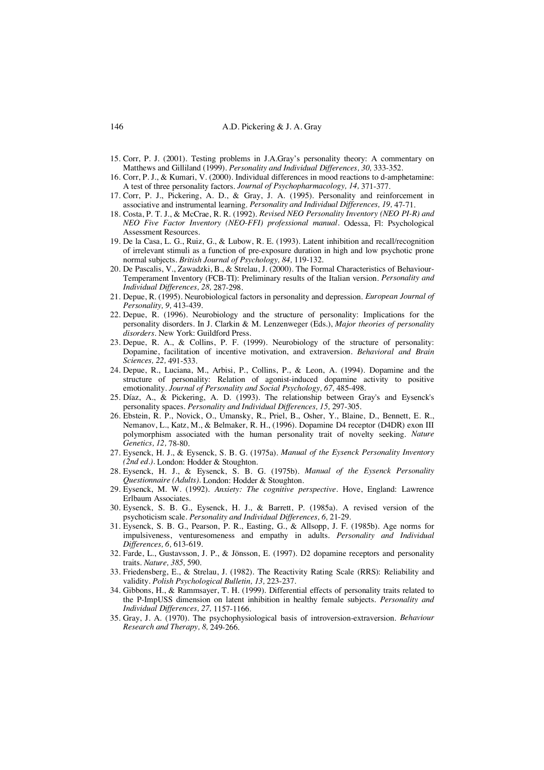15. Corr, P. J. (2001). Testing problems in J.A.Gray's personality theory: A commentary on Matthews and Gilliland (1999). *Personality and Individual Differences, 30,* 333-352.
16. Corr, P. J., & Kumari, V. (2000). Individual differences in mood reactions to d-amphetamine: A test of three personality factors. *Journal of Psychopharmacology, 14,* 371-377.
17. Corr, P. J., Pickering, A. D., & Gray, J. A. (1995). Personality and reinforcement in associative and instrumental learning. *Personality and Individual Differences, 19,* 47-71.
18. Costa, P. T. J., & McCrae, R. R. (1992). *Revised NEO Personality Inventory (NEO PI-R) and NEO Five Factor Inventory (NEO-FFI) professional manual*. Odessa, Fl: Psychological Assessment Resources.
19. De la Casa, L. G., Ruiz, G., & Lubow, R. E. (1993). Latent inhibition and recall/recognition of irrelevant stimuli as a function of pre-exposure duration in high and low psychotic prone normal subjects. *British Journal of Psychology, 84,* 119-132.
20. De Pascalis, V., Zawadzki, B., & Strelau, J. (2000). The Formal Characteristics of Behaviour-Temperament Inventory (FCB-TI): Preliminary results of the Italian version. *Personality and Individual Differences, 28,* 287-298.
21. Depue, R. (1995). Neurobiological factors in personality and depression. *European Journal of Personality, 9,* 413-439.
22. Depue, R. (1996). Neurobiology and the structure of personality: Implications for the personality disorders. In J. Clarkin & M. Lenzenweger (Eds.), *Major theories of personality disorders*. New York: Guildford Press.
23. Depue, R. A., & Collins, P. F. (1999). Neurobiology of the structure of personality: Dopamine, facilitation of incentive motivation, and extraversion. *Behavioral and Brain Sciences, 22,* 491-533.
24. Depue, R., Luciana, M., Arbisi, P., Collins, P., & Leon, A. (1994). Dopamine and the structure of personality: Relation of agonist-induced dopamine activity to positive emotionality. *Journal of Personality and Social Psychology, 67,* 485-498.
25. Díaz, A., & Pickering, A. D. (1993). The relationship between Gray's and Eysenck's personality spaces. *Personality and Individual Differences, 15,* 297-305.
26. Ebstein, R. P., Novick, O., Umansky, R., Priel, B., Osher, Y., Blaine, D., Bennett, E. R., Nemanov, L., Katz, M., & Belmaker, R. H., (1996). Dopamine D4 receptor (D4DR) exon III polymorphism associated with the human personality trait of novelty seeking. *Nature Genetics, 12,* 78-80.
27. Eysenck, H. J., & Eysenck, S. B. G. (1975a). *Manual of the Eysenck Personality Inventory (2nd ed.)*. London: Hodder & Stoughton.
28. Eysenck, H. J., & Eysenck, S. B. G. (1975b). *Manual of the Eysenck Personality Questionnaire (Adults)*. London: Hodder & Stoughton.
29. Eysenck, M. W. (1992). *Anxiety: The cognitive perspective*. Hove, England: Lawrence Erlbaum Associates.
30. Eysenck, S. B. G., Eysenck, H. J., & Barrett, P. (1985a). A revised version of the psychoticism scale. *Personality and Individual Differences, 6,* 21-29.
31. Eysenck, S. B. G., Pearson, P. R., Easting, G., & Allsopp, J. F. (1985b). Age norms for impulsiveness, venturesomeness and empathy in adults. *Personality and Individual Differences, 6,* 613-619.
32. Farde, L., Gustavsson, J. P., & Jönsson, E. (1997). D2 dopamine receptors and personality traits. *Nature, 385,* 590.
33. Friedensberg, E., & Strelau, J. (1982). The Reactivity Rating Scale (RRS): Reliability and validity. *Polish Psychological Bulletin, 13,* 223-237.
34. Gibbons, H., & Rammsayer, T. H. (1999). Differential effects of personality traits related to the P-ImpUSS dimension on latent inhibition in healthy female subjects. *Personality and Individual Differences, 27,* 1157-1166.
35. Gray, J. A. (1970). The psychophysiological basis of introversion-extraversion. *Behaviour Research and Therapy, 8,* 249-266.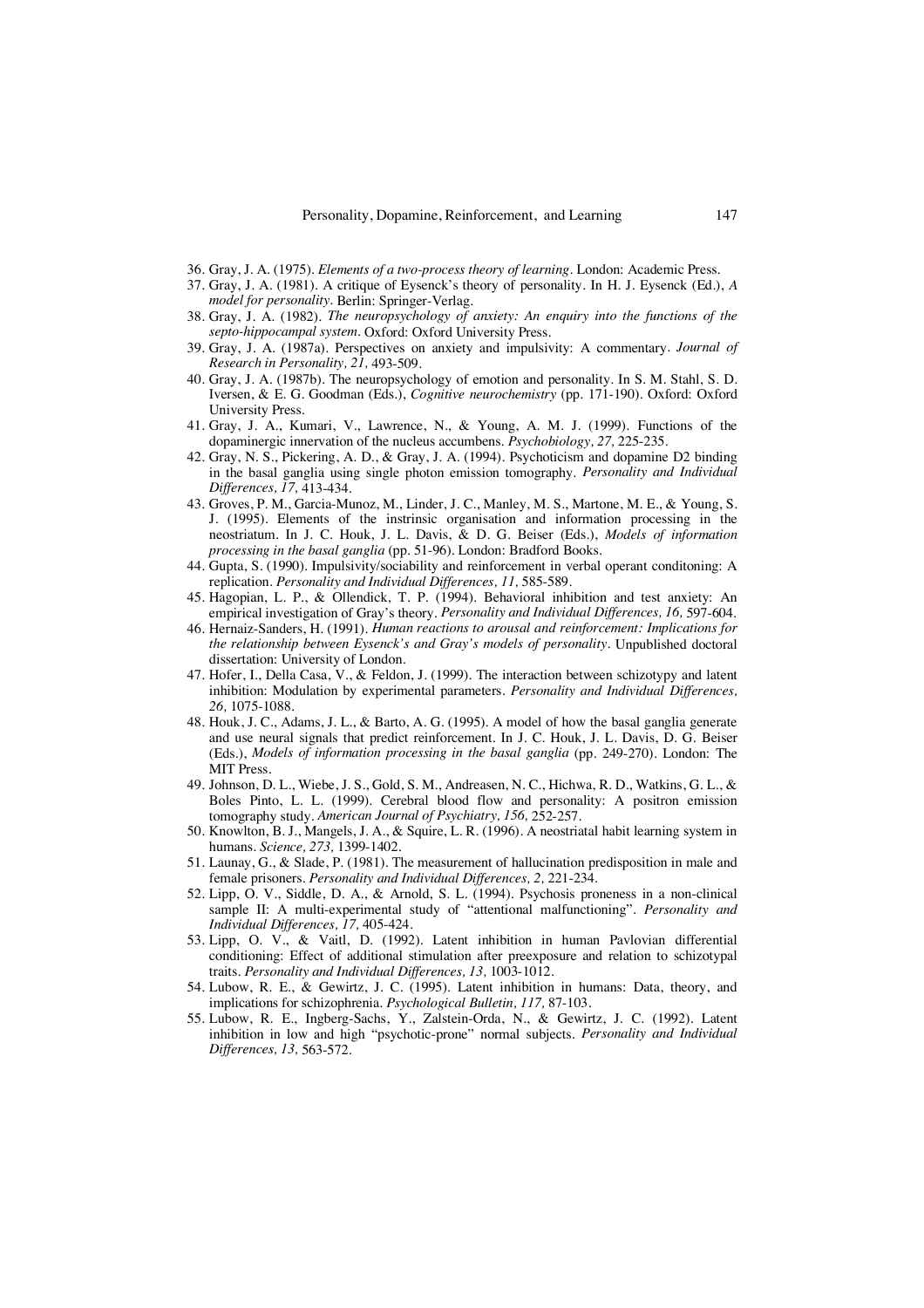36. Gray, J. A. (1975). *Elements of a two-process theory of learning*. London: Academic Press.
37. Gray, J. A. (1981). A critique of Eysenck's theory of personality. In H. J. Eysenck (Ed.), *A model for personality*. Berlin: Springer-Verlag.
38. Gray, J. A. (1982). *The neuropsychology of anxiety: An enquiry into the functions of the septo-hippocampal system*. Oxford: Oxford University Press.
39. Gray, J. A. (1987a). Perspectives on anxiety and impulsivity: A commentary. *Journal of Research in Personality, 21,* 493-509.
40. Gray, J. A. (1987b). The neuropsychology of emotion and personality. In S. M. Stahl, S. D. Iversen, & E. G. Goodman (Eds.), *Cognitive neurochemistry* (pp. 171-190). Oxford: Oxford University Press.
41. Gray, J. A., Kumari, V., Lawrence, N., & Young, A. M. J. (1999). Functions of the dopaminergic innervation of the nucleus accumbens. *Psychobiology, 27,* 225-235.
42. Gray, N. S., Pickering, A. D., & Gray, J. A. (1994). Psychoticism and dopamine D2 binding in the basal ganglia using single photon emission tomography. *Personality and Individual Differences, 17,* 413-434.
43. Groves, P. M., Garcia-Munoz, M., Linder, J. C., Manley, M. S., Martone, M. E., & Young, S. J. (1995). Elements of the instrinsic organisation and information processing in the neostriatum. In J. C. Houk, J. L. Davis, & D. G. Beiser (Eds.), *Models of information processing in the basal ganglia* (pp. 51-96). London: Bradford Books.
44. Gupta, S. (1990). Impulsivity/sociability and reinforcement in verbal operant conditoning: A replication. *Personality and Individual Differences, 11,* 585-589.
45. Hagopian, L. P., & Ollendick, T. P. (1994). Behavioral inhibition and test anxiety: An empirical investigation of Gray's theory. *Personality and Individual Differences, 16,* 597-604.
46. Hernaiz-Sanders, H. (1991). *Human reactions to arousal and reinforcement: Implications for the relationship between Eysenck's and Gray's models of personality*. Unpublished doctoral dissertation: University of London.
47. Hofer, I., Della Casa, V., & Feldon, J. (1999). The interaction between schizotypy and latent inhibition: Modulation by experimental parameters. *Personality and Individual Differences, 26,* 1075-1088.
48. Houk, J. C., Adams, J. L., & Barto, A. G. (1995). A model of how the basal ganglia generate and use neural signals that predict reinforcement. In J. C. Houk, J. L. Davis, D. G. Beiser (Eds.), *Models of information processing in the basal ganglia* (pp. 249-270). London: The MIT Press.
49. Johnson, D. L., Wiebe, J. S., Gold, S. M., Andreasen, N. C., Hichwa, R. D., Watkins, G. L., & Boles Pinto, L. L. (1999). Cerebral blood flow and personality: A positron emission tomography study. *American Journal of Psychiatry, 156,* 252-257.
50. Knowlton, B. J., Mangels, J. A., & Squire, L. R. (1996). A neostriatal habit learning system in humans. *Science, 273,* 1399-1402.
51. Launay, G., & Slade, P. (1981). The measurement of hallucination predisposition in male and female prisoners. *Personality and Individual Differences, 2,* 221-234.
52. Lipp, O. V., Siddle, D. A., & Arnold, S. L. (1994). Psychosis proneness in a non-clinical sample II: A multi-experimental study of "attentional malfunctioning". *Personality and Individual Differences, 17,* 405-424.
53. Lipp, O. V., & Vaitl, D. (1992). Latent inhibition in human Pavlovian differential conditioning: Effect of additional stimulation after preexposure and relation to schizotypal traits. *Personality and Individual Differences, 13,* 1003-1012.
54. Lubow, R. E., & Gewirtz, J. C. (1995). Latent inhibition in humans: Data, theory, and implications for schizophrenia. *Psychological Bulletin, 117,* 87-103.
55. Lubow, R. E., Ingberg-Sachs, Y., Zalstein-Orda, N., & Gewirtz, J. C. (1992). Latent inhibition in low and high "psychotic-prone" normal subjects. *Personality and Individual Differences, 13,* 563-572.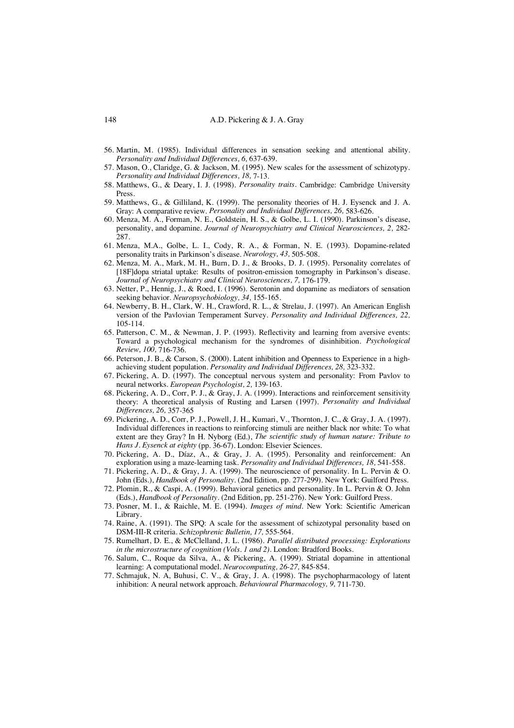56. Martin, M. (1985). Individual differences in sensation seeking and attentional ability. *Personality and Individual Differences, 6,* 637-639.
57. Mason, O., Claridge, G. & Jackson, M. (1995). New scales for the assessment of schizotypy. *Personality and Individual Differences, 18,* 7-13.
58. Matthews, G., & Deary, I. J. (1998). *Personality traits*. Cambridge: Cambridge University Press.
59. Matthews, G., & Gilliland, K. (1999). The personality theories of H. J. Eysenck and J. A. Gray: A comparative review. *Personality and Individual Differences, 26,* 583-626.
60. Menza, M. A., Forman, N. E., Goldstein, H. S., & Golbe, L. I. (1990). Parkinson's disease, personality, and dopamine. *Journal of Neuropsychiatry and Clinical Neurosciences, 2,* 282-287.
61. Menza, M.A., Golbe, L. I., Cody, R. A., & Forman, N. E. (1993). Dopamine-related personality traits in Parkinson's disease. *Neurology, 43,* 505-508.
62. Menza, M. A., Mark, M. H., Burn, D. J., & Brooks, D. J. (1995). Personality correlates of [18F]dopa striatal uptake: Results of positron-emission tomography in Parkinson's disease. *Journal of Neuropsychiatry and Clinical Neurosciences, 7,* 176-179.
63. Netter, P., Hennig, J., & Roed, I. (1996). Serotonin and dopamine as mediators of sensation seeking behavior. *Neuropsychobiology, 34,* 155-165.
64. Newberry, B. H., Clark, W. H., Crawford, R. L., & Strelau, J. (1997). An American English version of the Pavlovian Temperament Survey. *Personality and Individual Differences, 22,* 105-114.
65. Patterson, C. M., & Newman, J. P. (1993). Reflectivity and learning from aversive events: Toward a psychological mechanism for the syndromes of disinhibition. *Psychological Review, 100,* 716-736.
66. Peterson, J. B., & Carson, S. (2000). Latent inhibition and Openness to Experience in a high-achieving student population. *Personality and Individual Differences, 28,* 323-332.
67. Pickering, A. D. (1997). The conceptual nervous system and personality: From Pavlov to neural networks. *European Psychologist, 2,* 139-163.
68. Pickering, A. D., Corr, P. J., & Gray, J. A. (1999). Interactions and reinforcement sensitivity theory: A theoretical analysis of Rusting and Larsen (1997). *Personality and Individual Differences, 26,* 357-365
69. Pickering, A. D., Corr, P. J., Powell, J. H., Kumari, V., Thornton, J. C., & Gray, J. A. (1997). Individual differences in reactions to reinforcing stimuli are neither black nor white: To what extent are they Gray? In H. Nyborg (Ed.), *The scientific study of human nature: Tribute to Hans J. Eysenck at eighty* (pp. 36-67). London: Elsevier Sciences.
70. Pickering, A. D., Díaz, A., & Gray, J. A. (1995). Personality and reinforcement: An exploration using a maze-learning task. *Personality and Individual Differences, 18,* 541-558.
71. Pickering, A. D., & Gray, J. A. (1999). The neuroscience of personality. In L. Pervin & O. John (Eds.), *Handbook of Personality*. (2nd Edition, pp. 277-299). New York: Guilford Press.
72. Plomin, R., & Caspi, A. (1999). Behavioral genetics and personality. In L. Pervin & O. John (Eds.), *Handbook of Personality*. (2nd Edition, pp. 251-276). New York: Guilford Press.
73. Posner, M. I., & Raichle, M. E. (1994). *Images of mind*. New York: Scientific American Library.
74. Raine, A. (1991). The SPQ: A scale for the assessment of schizotypal personality based on DSM-III-R criteria. *Schizophrenic Bulletin, 17,* 555-564.
75. Rumelhart, D. E., & McClelland, J. L. (1986). *Parallel distributed processing: Explorations in the microstructure of cognition (Vols. 1 and 2)*. London: Bradford Books.
76. Salum, C., Roque da Silva, A., & Pickering, A. (1999). Striatal dopamine in attentional learning: A computational model. *Neurocomputing, 26-27,* 845-854.
77. Schmajuk, N. A, Buhusi, C. V., & Gray, J. A. (1998). The psychopharmacology of latent inhibition: A neural network approach. *Behavioural Pharmacology, 9,* 711-730.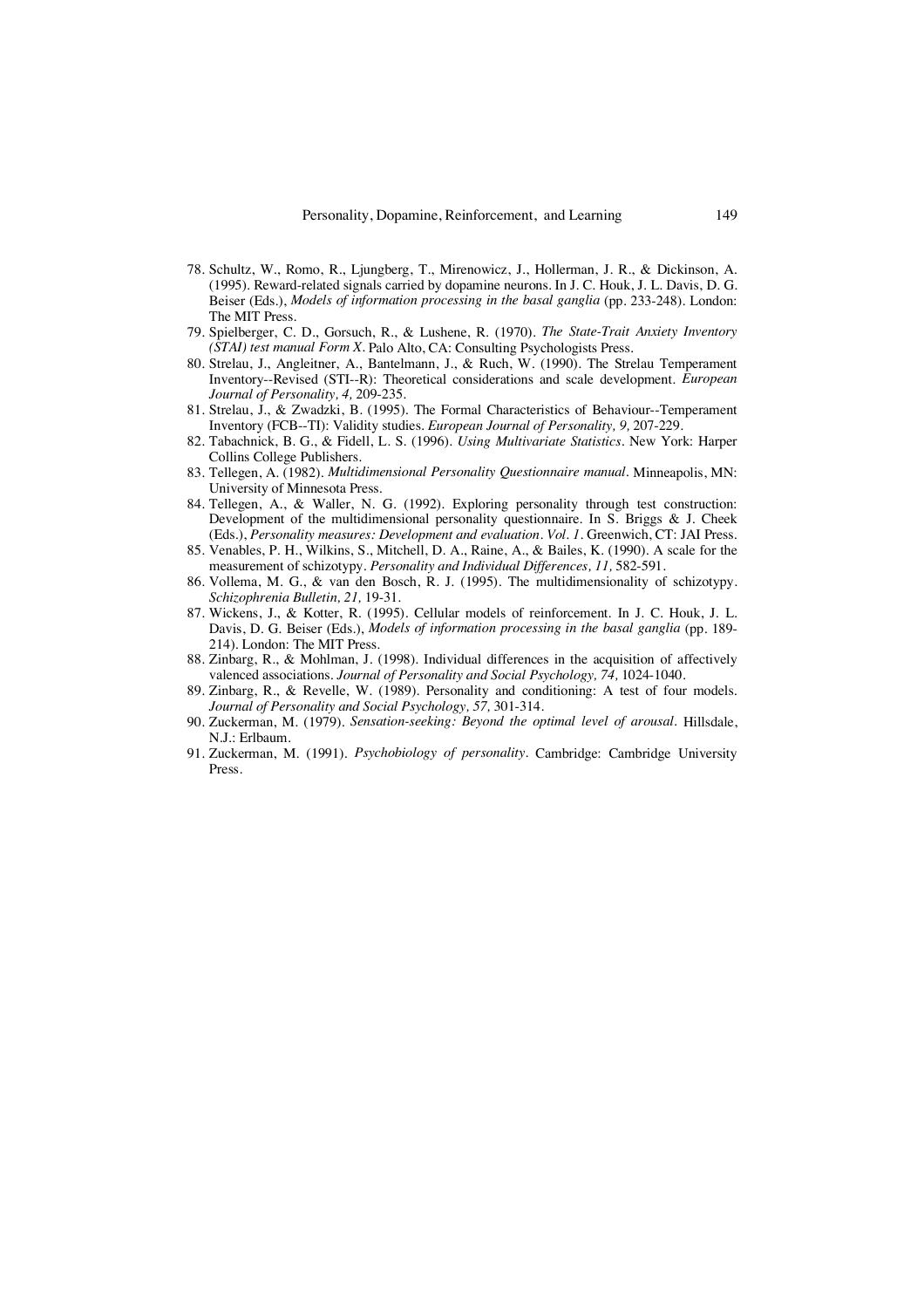78. Schultz, W., Romo, R., Ljungberg, T., Mirenowicz, J., Hollerman, J. R., & Dickinson, A. (1995). Reward-related signals carried by dopamine neurons. In J. C. Houk, J. L. Davis, D. G. Beiser (Eds.), *Models of information processing in the basal ganglia* (pp. 233-248). London: The MIT Press.
79. Spielberger, C. D., Gorsuch, R., & Lushene, R. (1970). *The State-Trait Anxiety Inventory (STAI) test manual Form X*. Palo Alto, CA: Consulting Psychologists Press.
80. Strelau, J., Angleitner, A., Bantelmann, J., & Ruch, W. (1990). The Strelau Temperament Inventory--Revised (STI--R): Theoretical considerations and scale development. *European Journal of Personality, 4,* 209-235.
81. Strelau, J., & Zwadzki, B. (1995). The Formal Characteristics of Behaviour--Temperament Inventory (FCB--TI): Validity studies. *European Journal of Personality, 9,* 207-229.
82. Tabachnick, B. G., & Fidell, L. S. (1996). *Using Multivariate Statistics*. New York: Harper Collins College Publishers.
83. Tellegen, A. (1982). *Multidimensional Personality Questionnaire manual*. Minneapolis, MN: University of Minnesota Press.
84. Tellegen, A., & Waller, N. G. (1992). Exploring personality through test construction: Development of the multidimensional personality questionnaire. In S. Briggs & J. Cheek (Eds.), *Personality measures: Development and evaluation. Vol. 1*. Greenwich, CT: JAI Press.
85. Venables, P. H., Wilkins, S., Mitchell, D. A., Raine, A., & Bailes, K. (1990). A scale for the measurement of schizotypy. *Personality and Individual Differences, 11,* 582-591.
86. Vollema, M. G., & van den Bosch, R. J. (1995). The multidimensionality of schizotypy. *Schizophrenia Bulletin, 21,* 19-31.
87. Wickens, J., & Kotter, R. (1995). Cellular models of reinforcement. In J. C. Houk, J. L. Davis, D. G. Beiser (Eds.), *Models of information processing in the basal ganglia* (pp. 189-214). London: The MIT Press.
88. Zinbarg, R., & Mohlman, J. (1998). Individual differences in the acquisition of affectively valenced associations. *Journal of Personality and Social Psychology, 74,* 1024-1040.
89. Zinbarg, R., & Revelle, W. (1989). Personality and conditioning: A test of four models. *Journal of Personality and Social Psychology, 57,* 301-314.
90. Zuckerman, M. (1979). *Sensation-seeking: Beyond the optimal level of arousal*. Hillsdale, N.J.: Erlbaum.
91. Zuckerman, M. (1991). *Psychobiology of personality*. Cambridge: Cambridge University Press.